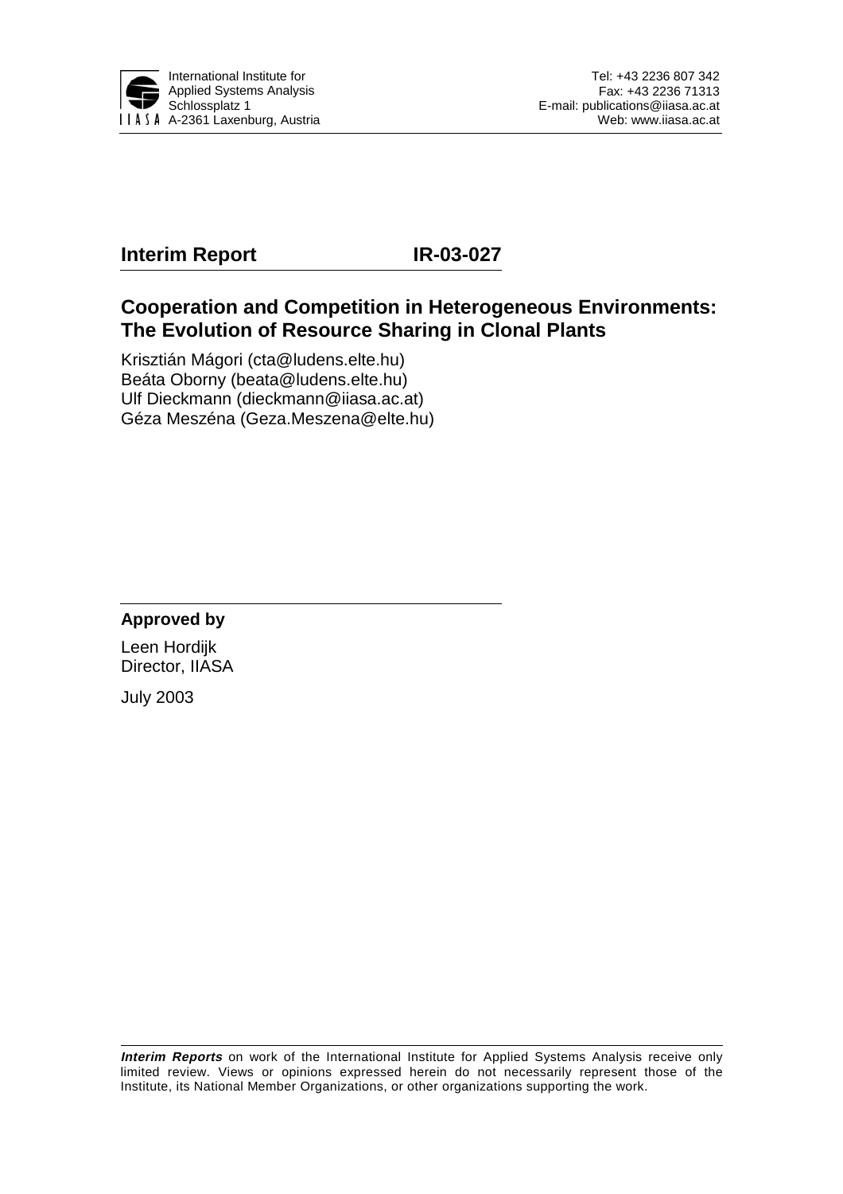International Institute for Applied Systems Analysis
Schlossplatz 1
A-2361 Laxenburg, Austria

Tel: +43 2236 807 342
Fax: +43 2236 71313
E-mail: publications@iiasa.ac.at
Web: www.iiasa.ac.at

**Interim Report IR-03-027**

# Cooperation and Competition in Heterogeneous Environments: The Evolution of Resource Sharing in Clonal Plants

Krisztián Mágori (cta@ludens.elte.hu)
Beáta Oborny (beata@ludens.elte.hu)
Ulf Dieckmann (dieckmann@iiasa.ac.at)
Géza Meszéna (Geza.Meszena@elte.hu)

**Approved by**

Leen Hordijk
Director, IIASA

July 2003

***Interim Reports*** on work of the International Institute for Applied Systems Analysis receive only limited review. Views or opinions expressed herein do not necessarily represent those of the Institute, its National Member Organizations, or other organizations supporting the work.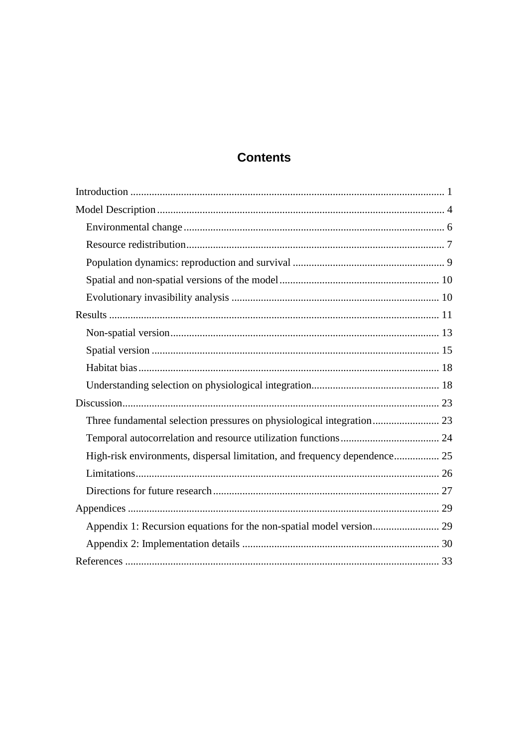# Contents

Introduction ..................................................................................................................... 1

Model Description ........................................................................................................... 4

- Environmental change ................................................................................................. 6
- Resource redistribution ................................................................................................ 7
- Population dynamics: reproduction and survival ......................................................... 9
- Spatial and non-spatial versions of the model ............................................................ 10
- Evolutionary invasibility analysis .............................................................................. 10

Results ........................................................................................................................... 11

- Non-spatial version ..................................................................................................... 13
- Spatial version ............................................................................................................ 15
- Habitat bias ................................................................................................................. 18
- Understanding selection on physiological integration ................................................ 18

Discussion ...................................................................................................................... 23

- Three fundamental selection pressures on physiological integration ......................... 23
- Temporal autocorrelation and resource utilization functions ..................................... 24
- High-risk environments, dispersal limitation, and frequency dependence ................. 25
- Limitations .................................................................................................................. 26
- Directions for future research ..................................................................................... 27

Appendices .................................................................................................................... 29

- Appendix 1: Recursion equations for the non-spatial model version ......................... 29
- Appendix 2: Implementation details .......................................................................... 30

References ..................................................................................................................... 33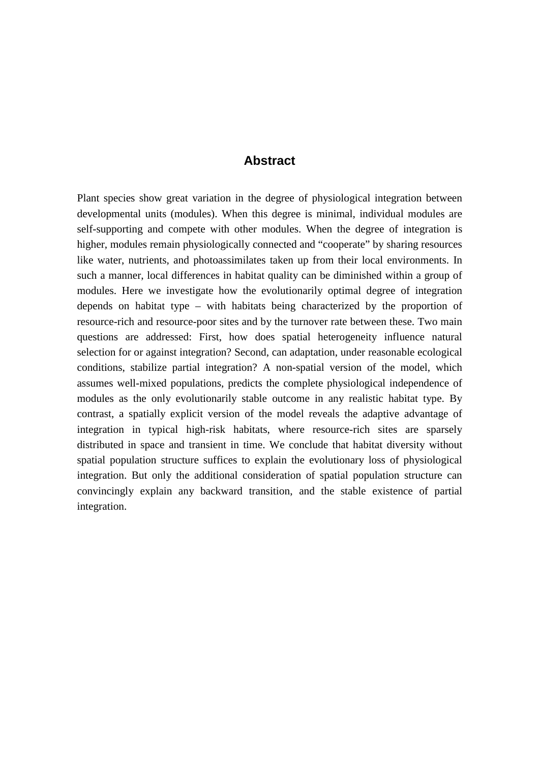## Abstract

Plant species show great variation in the degree of physiological integration between developmental units (modules). When this degree is minimal, individual modules are self-supporting and compete with other modules. When the degree of integration is higher, modules remain physiologically connected and “cooperate” by sharing resources like water, nutrients, and photoassimilates taken up from their local environments. In such a manner, local differences in habitat quality can be diminished within a group of modules. Here we investigate how the evolutionarily optimal degree of integration depends on habitat type – with habitats being characterized by the proportion of resource-rich and resource-poor sites and by the turnover rate between these. Two main questions are addressed: First, how does spatial heterogeneity influence natural selection for or against integration? Second, can adaptation, under reasonable ecological conditions, stabilize partial integration? A non-spatial version of the model, which assumes well-mixed populations, predicts the complete physiological independence of modules as the only evolutionarily stable outcome in any realistic habitat type. By contrast, a spatially explicit version of the model reveals the adaptive advantage of integration in typical high-risk habitats, where resource-rich sites are sparsely distributed in space and transient in time. We conclude that habitat diversity without spatial population structure suffices to explain the evolutionary loss of physiological integration. But only the additional consideration of spatial population structure can convincingly explain any backward transition, and the stable existence of partial integration.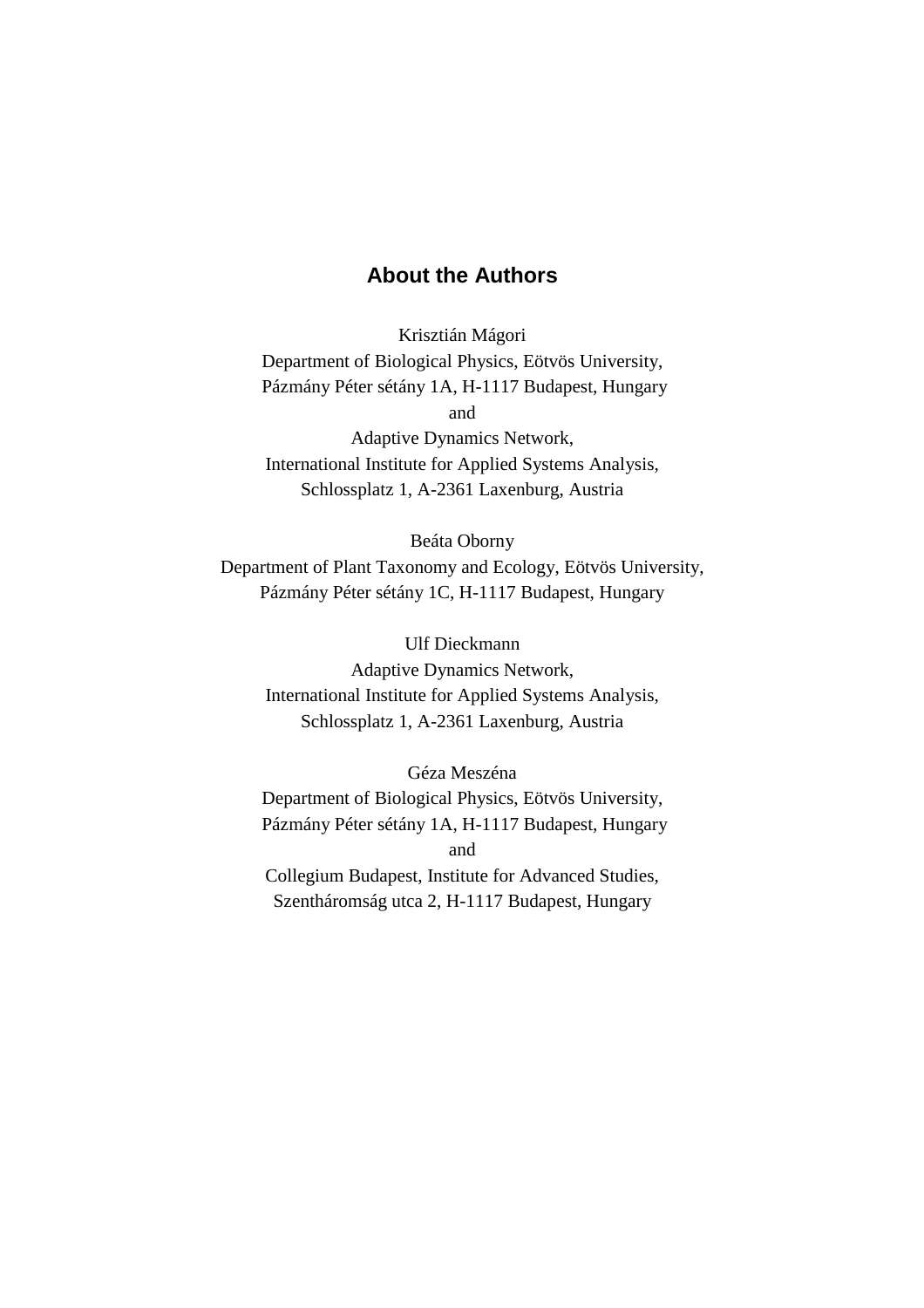## About the Authors

Krisztián Mágori
Department of Biological Physics, Eötvös University,
Pázmány Péter sétány 1A, H-1117 Budapest, Hungary
and
Adaptive Dynamics Network,
International Institute for Applied Systems Analysis,
Schlossplatz 1, A-2361 Laxenburg, Austria

Beáta Oborny
Department of Plant Taxonomy and Ecology, Eötvös University,
Pázmány Péter sétány 1C, H-1117 Budapest, Hungary

Ulf Dieckmann
Adaptive Dynamics Network,
International Institute for Applied Systems Analysis,
Schlossplatz 1, A-2361 Laxenburg, Austria

Géza Meszéna
Department of Biological Physics, Eötvös University,
Pázmány Péter sétány 1A, H-1117 Budapest, Hungary
and
Collegium Budapest, Institute for Advanced Studies,
Szentháromság utca 2, H-1117 Budapest, Hungary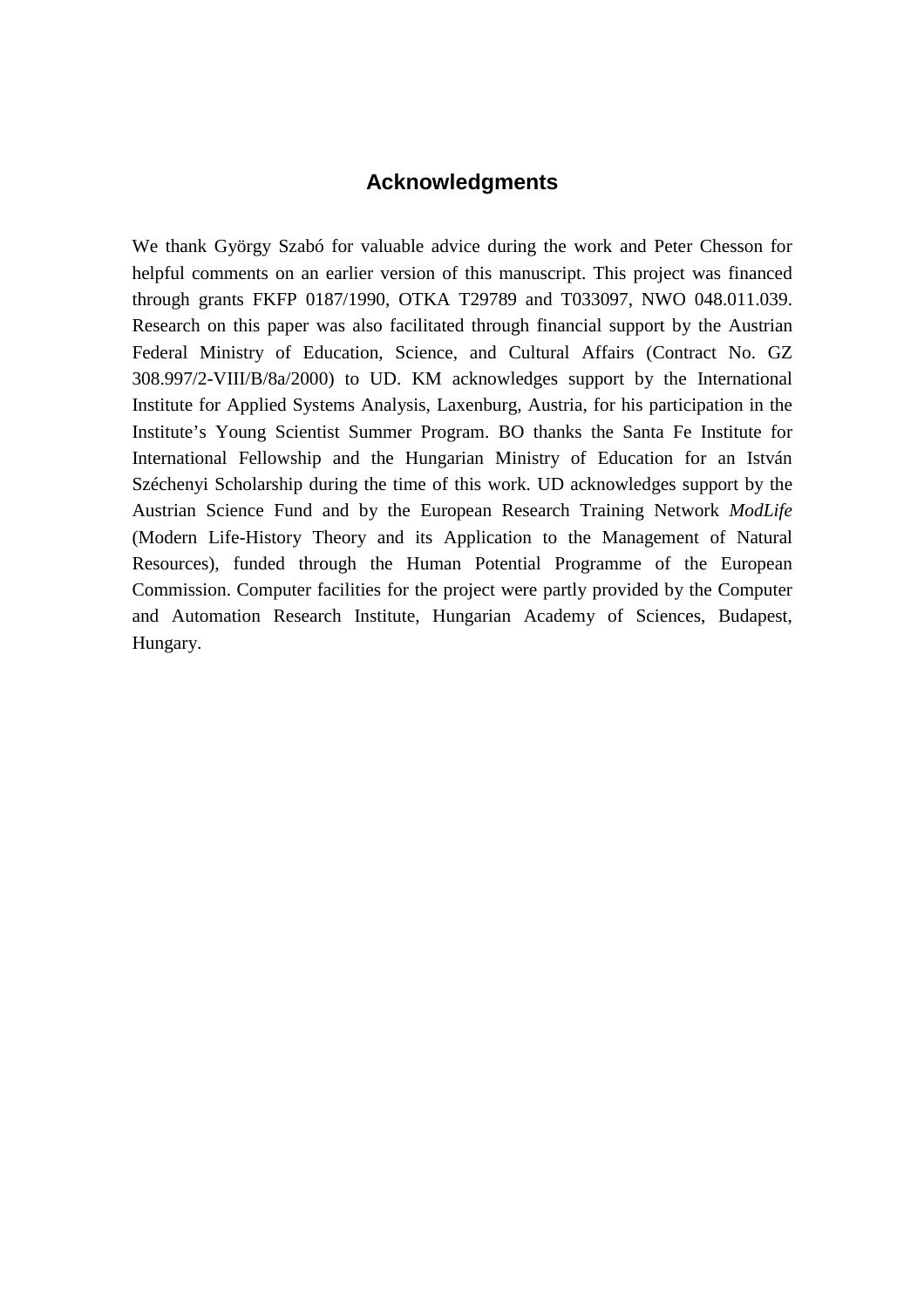## Acknowledgments

We thank György Szabó for valuable advice during the work and Peter Chesson for helpful comments on an earlier version of this manuscript. This project was financed through grants FKFP 0187/1990, OTKA T29789 and T033097, NWO 048.011.039. Research on this paper was also facilitated through financial support by the Austrian Federal Ministry of Education, Science, and Cultural Affairs (Contract No. GZ 308.997/2-VIII/B/8a/2000) to UD. KM acknowledges support by the International Institute for Applied Systems Analysis, Laxenburg, Austria, for his participation in the Institute's Young Scientist Summer Program. BO thanks the Santa Fe Institute for International Fellowship and the Hungarian Ministry of Education for an István Széchenyi Scholarship during the time of this work. UD acknowledges support by the Austrian Science Fund and by the European Research Training Network *ModLife* (Modern Life-History Theory and its Application to the Management of Natural Resources), funded through the Human Potential Programme of the European Commission. Computer facilities for the project were partly provided by the Computer and Automation Research Institute, Hungarian Academy of Sciences, Budapest, Hungary.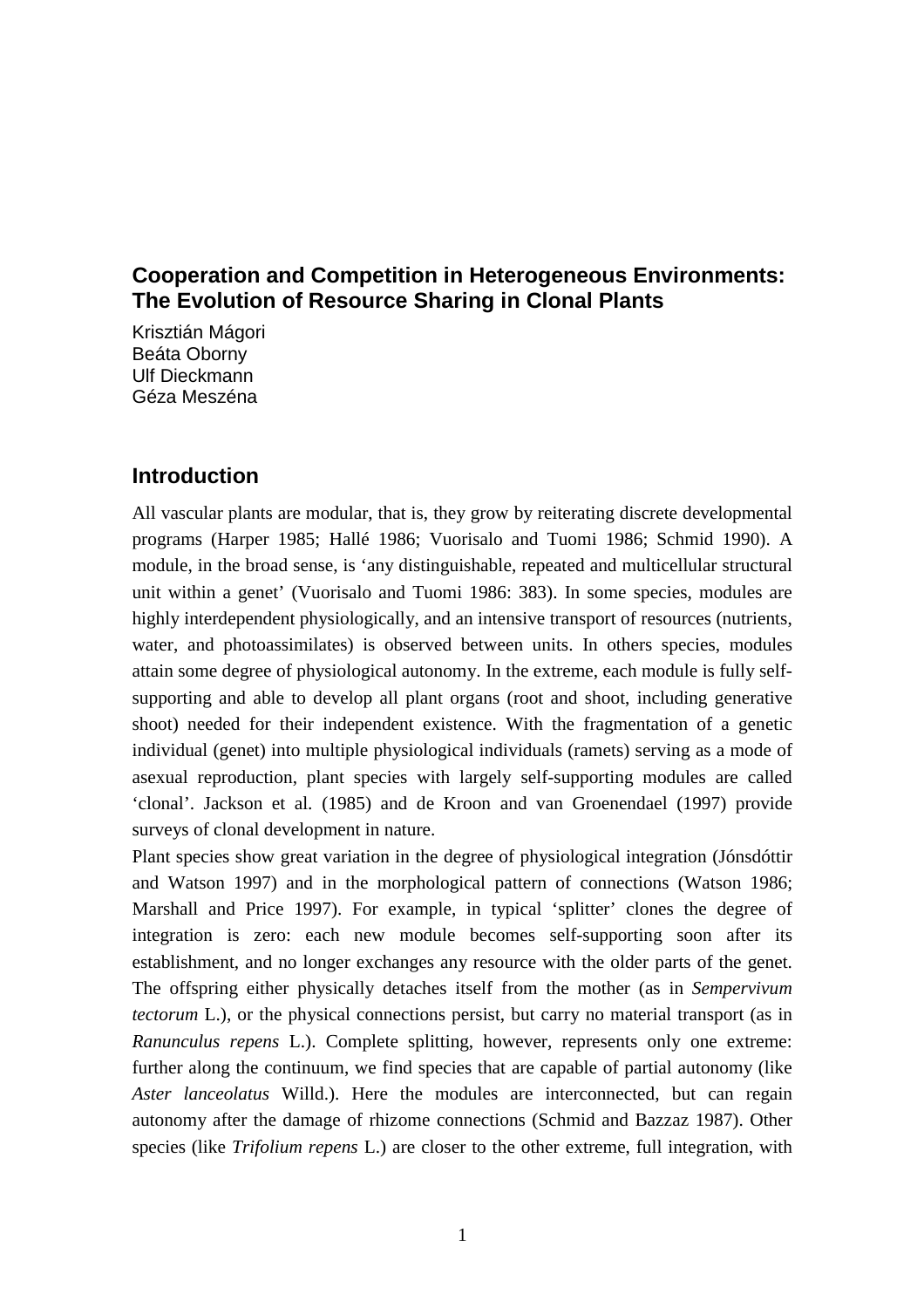# Cooperation and Competition in Heterogeneous Environments: The Evolution of Resource Sharing in Clonal Plants

Krisztián Mágori
Beáta Oborny
Ulf Dieckmann
Géza Meszéna

## Introduction

All vascular plants are modular, that is, they grow by reiterating discrete developmental programs (Harper 1985; Hallé 1986; Vuorisalo and Tuomi 1986; Schmid 1990). A module, in the broad sense, is 'any distinguishable, repeated and multicellular structural unit within a genet' (Vuorisalo and Tuomi 1986: 383). In some species, modules are highly interdependent physiologically, and an intensive transport of resources (nutrients, water, and photoassimilates) is observed between units. In others species, modules attain some degree of physiological autonomy. In the extreme, each module is fully self-supporting and able to develop all plant organs (root and shoot, including generative shoot) needed for their independent existence. With the fragmentation of a genetic individual (genet) into multiple physiological individuals (ramets) serving as a mode of asexual reproduction, plant species with largely self-supporting modules are called 'clonal'. Jackson et al. (1985) and de Kroon and van Groenendael (1997) provide surveys of clonal development in nature.

Plant species show great variation in the degree of physiological integration (Jónsdóttir and Watson 1997) and in the morphological pattern of connections (Watson 1986; Marshall and Price 1997). For example, in typical 'splitter' clones the degree of integration is zero: each new module becomes self-supporting soon after its establishment, and no longer exchanges any resource with the older parts of the genet. The offspring either physically detaches itself from the mother (as in *Sempervivum tectorum* L.), or the physical connections persist, but carry no material transport (as in *Ranunculus repens* L.). Complete splitting, however, represents only one extreme: further along the continuum, we find species that are capable of partial autonomy (like *Aster lanceolatus* Willd.). Here the modules are interconnected, but can regain autonomy after the damage of rhizome connections (Schmid and Bazzaz 1987). Other species (like *Trifolium repens* L.) are closer to the other extreme, full integration, with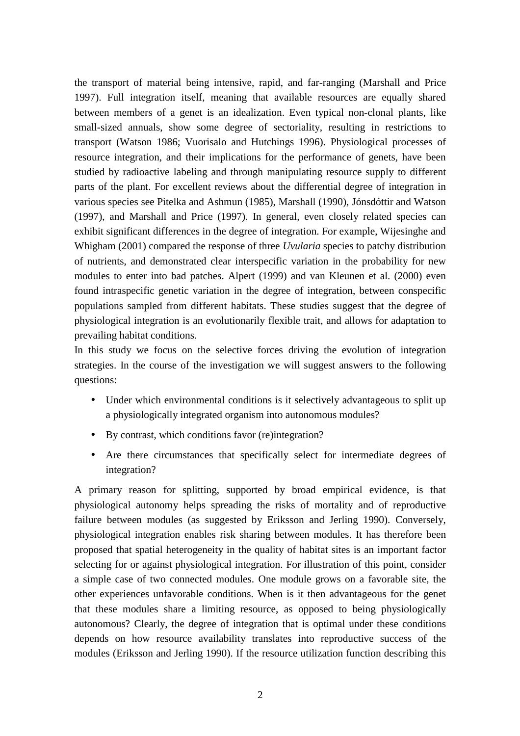the transport of material being intensive, rapid, and far-ranging (Marshall and Price 1997). Full integration itself, meaning that available resources are equally shared between members of a genet is an idealization. Even typical non-clonal plants, like small-sized annuals, show some degree of sectoriality, resulting in restrictions to transport (Watson 1986; Vuorisalo and Hutchings 1996). Physiological processes of resource integration, and their implications for the performance of genets, have been studied by radioactive labeling and through manipulating resource supply to different parts of the plant. For excellent reviews about the differential degree of integration in various species see Pitelka and Ashmun (1985), Marshall (1990), Jónsdóttir and Watson (1997), and Marshall and Price (1997). In general, even closely related species can exhibit significant differences in the degree of integration. For example, Wijesinghe and Whigham (2001) compared the response of three *Uvularia* species to patchy distribution of nutrients, and demonstrated clear interspecific variation in the probability for new modules to enter into bad patches. Alpert (1999) and van Kleunen et al. (2000) even found intraspecific genetic variation in the degree of integration, between conspecific populations sampled from different habitats. These studies suggest that the degree of physiological integration is an evolutionarily flexible trait, and allows for adaptation to prevailing habitat conditions.

In this study we focus on the selective forces driving the evolution of integration strategies. In the course of the investigation we will suggest answers to the following questions:

- Under which environmental conditions is it selectively advantageous to split up a physiologically integrated organism into autonomous modules?
- By contrast, which conditions favor (re)integration?
- Are there circumstances that specifically select for intermediate degrees of integration?

A primary reason for splitting, supported by broad empirical evidence, is that physiological autonomy helps spreading the risks of mortality and of reproductive failure between modules (as suggested by Eriksson and Jerling 1990). Conversely, physiological integration enables risk sharing between modules. It has therefore been proposed that spatial heterogeneity in the quality of habitat sites is an important factor selecting for or against physiological integration. For illustration of this point, consider a simple case of two connected modules. One module grows on a favorable site, the other experiences unfavorable conditions. When is it then advantageous for the genet that these modules share a limiting resource, as opposed to being physiologically autonomous? Clearly, the degree of integration that is optimal under these conditions depends on how resource availability translates into reproductive success of the modules (Eriksson and Jerling 1990). If the resource utilization function describing this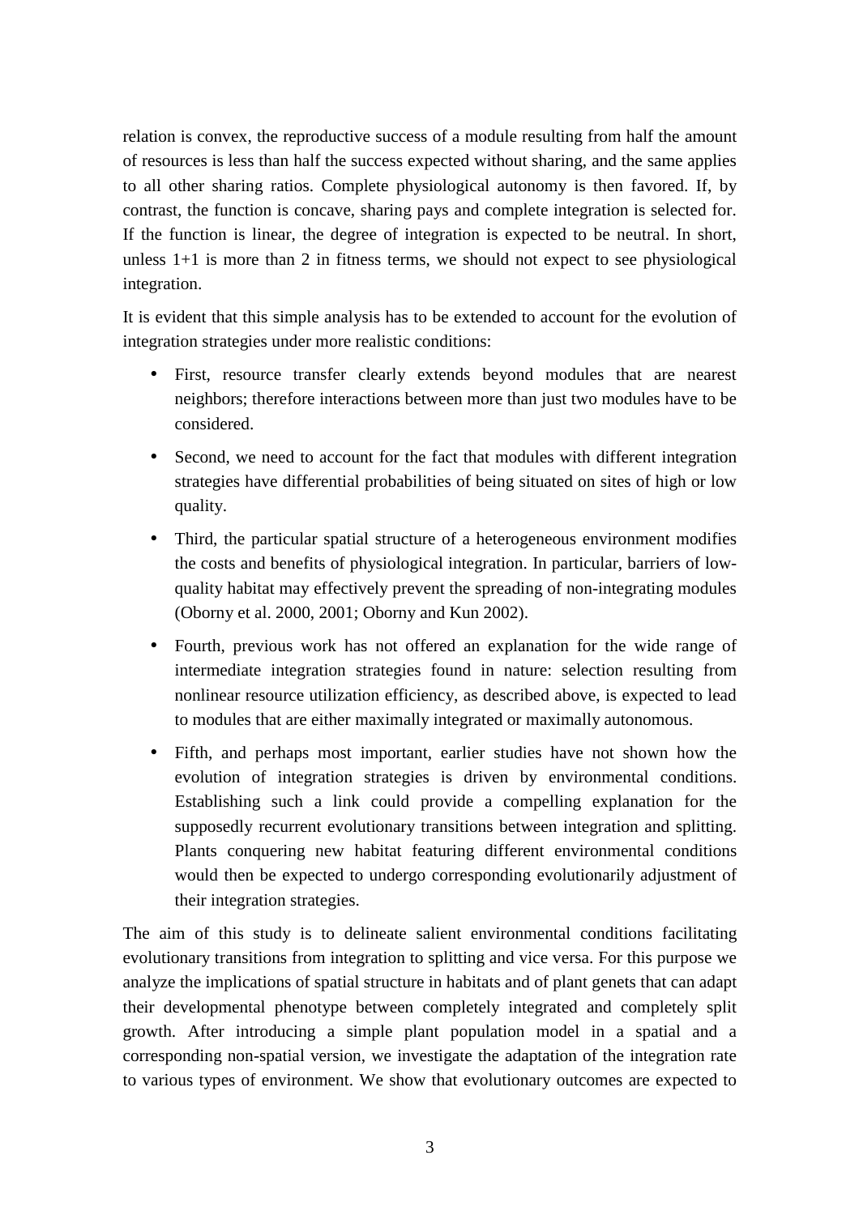relation is convex, the reproductive success of a module resulting from half the amount of resources is less than half the success expected without sharing, and the same applies to all other sharing ratios. Complete physiological autonomy is then favored. If, by contrast, the function is concave, sharing pays and complete integration is selected for. If the function is linear, the degree of integration is expected to be neutral. In short, unless 1+1 is more than 2 in fitness terms, we should not expect to see physiological integration.

It is evident that this simple analysis has to be extended to account for the evolution of integration strategies under more realistic conditions:

- First, resource transfer clearly extends beyond modules that are nearest neighbors; therefore interactions between more than just two modules have to be considered.
- Second, we need to account for the fact that modules with different integration strategies have differential probabilities of being situated on sites of high or low quality.
- Third, the particular spatial structure of a heterogeneous environment modifies the costs and benefits of physiological integration. In particular, barriers of low-quality habitat may effectively prevent the spreading of non-integrating modules (Oborny et al. 2000, 2001; Oborny and Kun 2002).
- Fourth, previous work has not offered an explanation for the wide range of intermediate integration strategies found in nature: selection resulting from nonlinear resource utilization efficiency, as described above, is expected to lead to modules that are either maximally integrated or maximally autonomous.
- Fifth, and perhaps most important, earlier studies have not shown how the evolution of integration strategies is driven by environmental conditions. Establishing such a link could provide a compelling explanation for the supposedly recurrent evolutionary transitions between integration and splitting. Plants conquering new habitat featuring different environmental conditions would then be expected to undergo corresponding evolutionarily adjustment of their integration strategies.

The aim of this study is to delineate salient environmental conditions facilitating evolutionary transitions from integration to splitting and vice versa. For this purpose we analyze the implications of spatial structure in habitats and of plant genets that can adapt their developmental phenotype between completely integrated and completely split growth. After introducing a simple plant population model in a spatial and a corresponding non-spatial version, we investigate the adaptation of the integration rate to various types of environment. We show that evolutionary outcomes are expected to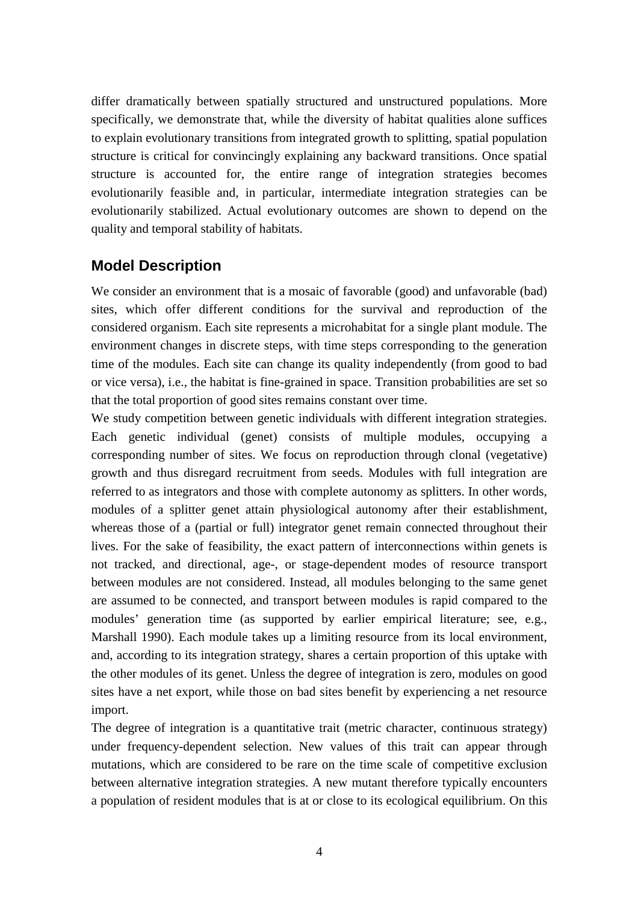differ dramatically between spatially structured and unstructured populations. More specifically, we demonstrate that, while the diversity of habitat qualities alone suffices to explain evolutionary transitions from integrated growth to splitting, spatial population structure is critical for convincingly explaining any backward transitions. Once spatial structure is accounted for, the entire range of integration strategies becomes evolutionarily feasible and, in particular, intermediate integration strategies can be evolutionarily stabilized. Actual evolutionary outcomes are shown to depend on the quality and temporal stability of habitats.

## Model Description

We consider an environment that is a mosaic of favorable (good) and unfavorable (bad) sites, which offer different conditions for the survival and reproduction of the considered organism. Each site represents a microhabitat for a single plant module. The environment changes in discrete steps, with time steps corresponding to the generation time of the modules. Each site can change its quality independently (from good to bad or vice versa), i.e., the habitat is fine-grained in space. Transition probabilities are set so that the total proportion of good sites remains constant over time.

We study competition between genetic individuals with different integration strategies. Each genetic individual (genet) consists of multiple modules, occupying a corresponding number of sites. We focus on reproduction through clonal (vegetative) growth and thus disregard recruitment from seeds. Modules with full integration are referred to as integrators and those with complete autonomy as splitters. In other words, modules of a splitter genet attain physiological autonomy after their establishment, whereas those of a (partial or full) integrator genet remain connected throughout their lives. For the sake of feasibility, the exact pattern of interconnections within genets is not tracked, and directional, age-, or stage-dependent modes of resource transport between modules are not considered. Instead, all modules belonging to the same genet are assumed to be connected, and transport between modules is rapid compared to the modules' generation time (as supported by earlier empirical literature; see, e.g., Marshall 1990). Each module takes up a limiting resource from its local environment, and, according to its integration strategy, shares a certain proportion of this uptake with the other modules of its genet. Unless the degree of integration is zero, modules on good sites have a net export, while those on bad sites benefit by experiencing a net resource import.

The degree of integration is a quantitative trait (metric character, continuous strategy) under frequency-dependent selection. New values of this trait can appear through mutations, which are considered to be rare on the time scale of competitive exclusion between alternative integration strategies. A new mutant therefore typically encounters a population of resident modules that is at or close to its ecological equilibrium. On this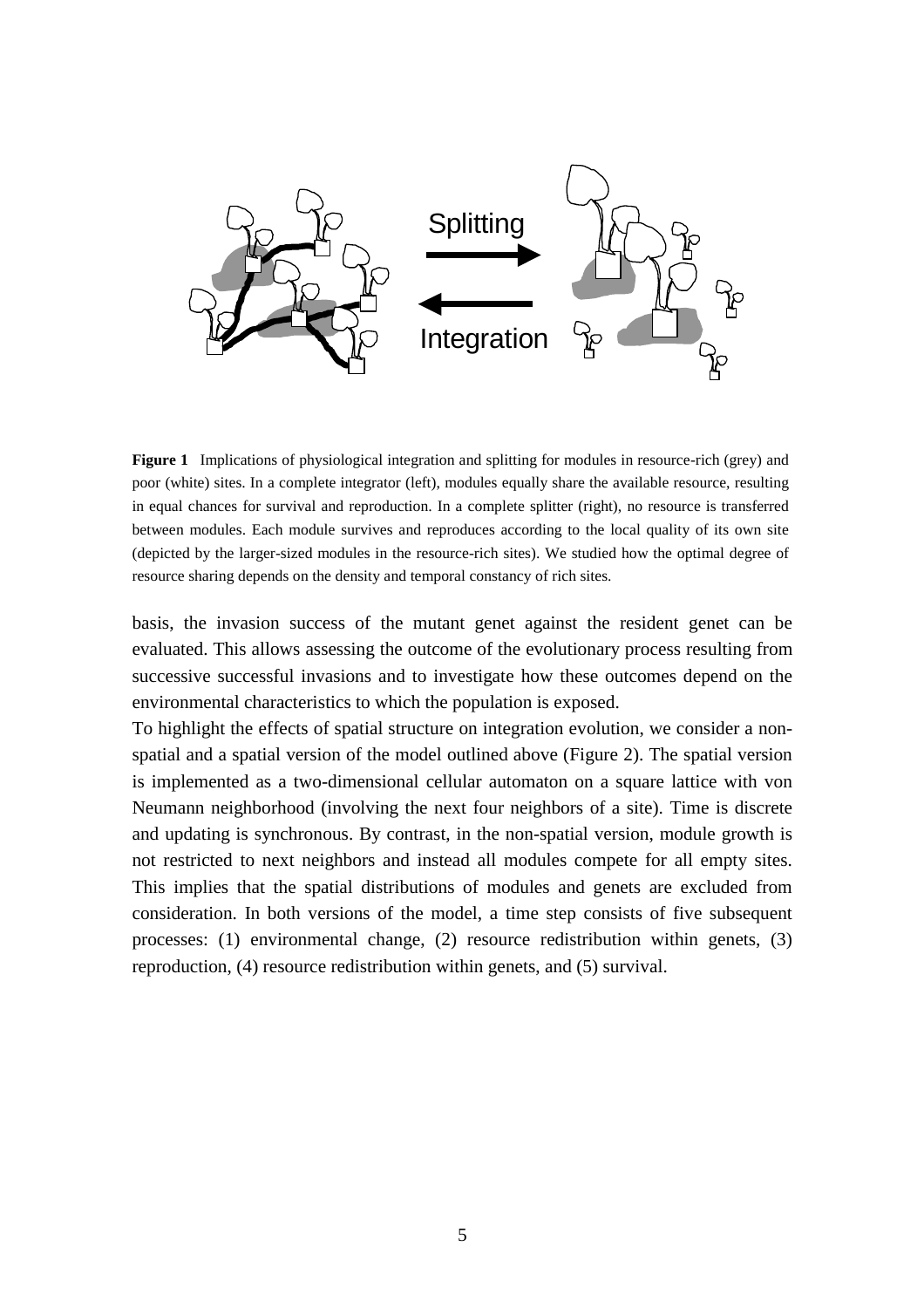**Figure 1** Implications of physiological integration and splitting for modules in resource-rich (grey) and poor (white) sites. In a complete integrator (left), modules equally share the available resource, resulting in equal chances for survival and reproduction. In a complete splitter (right), no resource is transferred between modules. Each module survives and reproduces according to the local quality of its own site (depicted by the larger-sized modules in the resource-rich sites). We studied how the optimal degree of resource sharing depends on the density and temporal constancy of rich sites.

basis, the invasion success of the mutant genet against the resident genet can be evaluated. This allows assessing the outcome of the evolutionary process resulting from successive successful invasions and to investigate how these outcomes depend on the environmental characteristics to which the population is exposed.

To highlight the effects of spatial structure on integration evolution, we consider a non-spatial and a spatial version of the model outlined above (Figure 2). The spatial version is implemented as a two-dimensional cellular automaton on a square lattice with von Neumann neighborhood (involving the next four neighbors of a site). Time is discrete and updating is synchronous. By contrast, in the non-spatial version, module growth is not restricted to next neighbors and instead all modules compete for all empty sites. This implies that the spatial distributions of modules and genets are excluded from consideration. In both versions of the model, a time step consists of five subsequent processes: (1) environmental change, (2) resource redistribution within genets, (3) reproduction, (4) resource redistribution within genets, and (5) survival.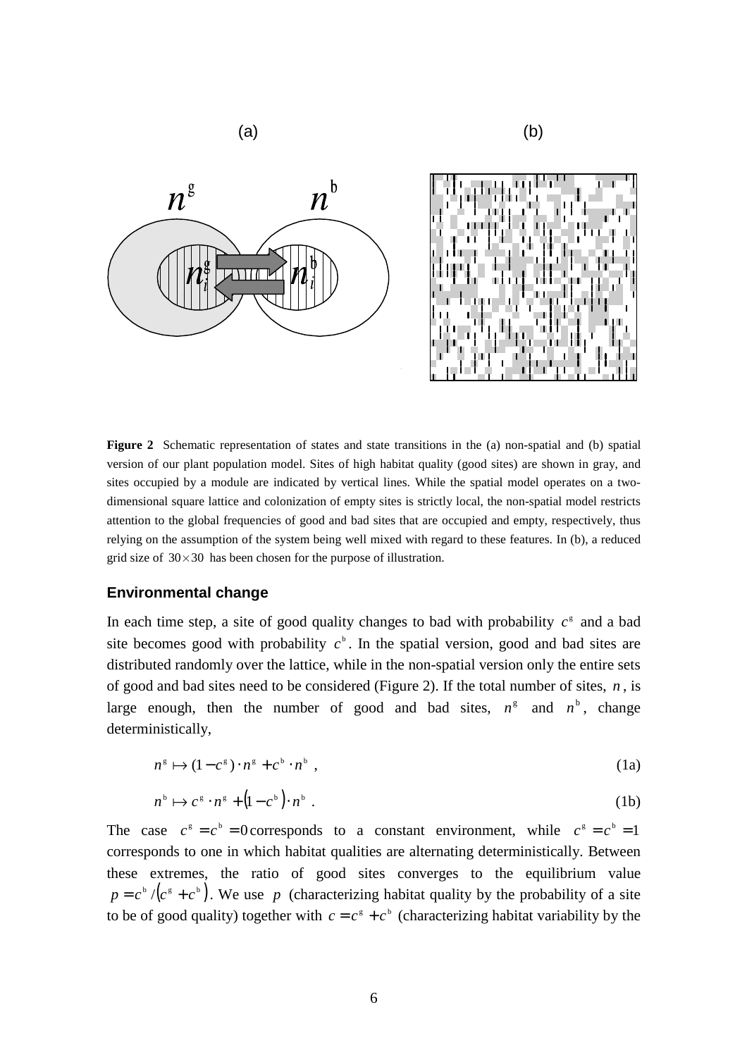**Figure 2** Schematic representation of states and state transitions in the (a) non-spatial and (b) spatial version of our plant population model. Sites of high habitat quality (good sites) are shown in gray, and sites occupied by a module are indicated by vertical lines. While the spatial model operates on a two-dimensional square lattice and colonization of empty sites is strictly local, the non-spatial model restricts attention to the global frequencies of good and bad sites that are occupied and empty, respectively, thus relying on the assumption of the system being well mixed with regard to these features. In (b), a reduced grid size of $30 \times 30$ has been chosen for the purpose of illustration.

### Environmental change

In each time step, a site of good quality changes to bad with probability $c^{\mathrm{g}}$ and a bad site becomes good with probability $c^{\mathrm{b}}$. In the spatial version, good and bad sites are distributed randomly over the lattice, while in the non-spatial version only the entire sets of good and bad sites need to be considered (Figure 2). If the total number of sites, $n$, is large enough, then the number of good and bad sites, $n^{\mathrm{g}}$ and $n^{\mathrm{b}}$, change deterministically,

$$n^{\mathrm{g}} \mapsto (1 - c^{\mathrm{g}}) \cdot n^{\mathrm{g}} + c^{\mathrm{b}} \cdot n^{\mathrm{b}} , \tag{1a}$$

$$n^{\mathrm{b}} \mapsto c^{\mathrm{g}} \cdot n^{\mathrm{g}} + \left(1 - c^{\mathrm{b}}\right) \cdot n^{\mathrm{b}} . \tag{1b}$$

The case $c^{\mathrm{g}} = c^{\mathrm{b}} = 0$ corresponds to a constant environment, while $c^{\mathrm{g}} = c^{\mathrm{b}} = 1$ corresponds to one in which habitat qualities are alternating deterministically. Between these extremes, the ratio of good sites converges to the equilibrium value $p = c^{\mathrm{b}} / \left(c^{\mathrm{g}} + c^{\mathrm{b}}\right)$. We use $p$ (characterizing habitat quality by the probability of a site to be of good quality) together with $c = c^{\mathrm{g}} + c^{\mathrm{b}}$ (characterizing habitat variability by the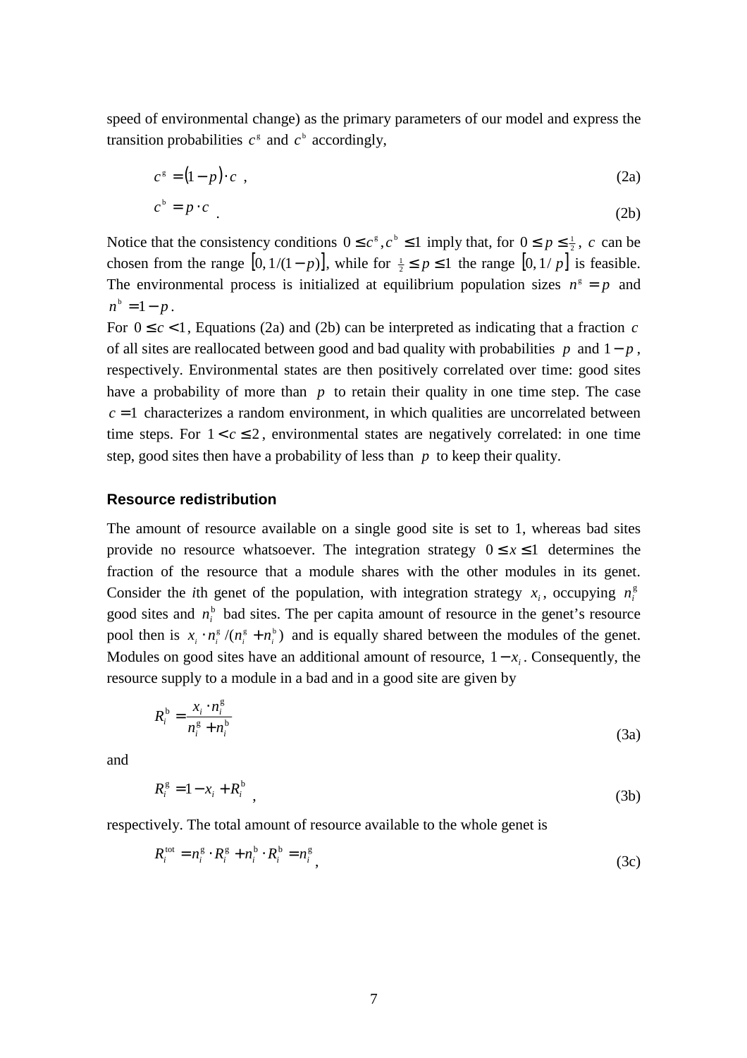speed of environmental change) as the primary parameters of our model and express the transition probabilities $c^{\mathrm{g}}$ and $c^{\mathrm{b}}$ accordingly,

$$c^{\mathrm{g}} = (1-p)\cdot c \ , \tag{2a}$$

$$c^{\mathrm{b}} = p \cdot c \ . \tag{2b}$$

Notice that the consistency conditions $0 \le c^{\mathrm{g}}, c^{\mathrm{b}} \le 1$ imply that, for $0 \le p \le \frac{1}{2}$, $c$ can be chosen from the range $[0, 1/(1-p)]$, while for $\frac{1}{2} \le p \le 1$ the range $[0, 1/p]$ is feasible. The environmental process is initialized at equilibrium population sizes $n^{\mathrm{g}} = p$ and $n^{\mathrm{b}} = 1-p$.

For $0 \le c < 1$, Equations (2a) and (2b) can be interpreted as indicating that a fraction $c$ of all sites are reallocated between good and bad quality with probabilities $p$ and $1-p$, respectively. Environmental states are then positively correlated over time: good sites have a probability of more than $p$ to retain their quality in one time step. The case $c = 1$ characterizes a random environment, in which qualities are uncorrelated between time steps. For $1 < c \le 2$, environmental states are negatively correlated: in one time step, good sites then have a probability of less than $p$ to keep their quality.

### Resource redistribution

The amount of resource available on a single good site is set to 1, whereas bad sites provide no resource whatsoever. The integration strategy $0 \le x \le 1$ determines the fraction of the resource that a module shares with the other modules in its genet. Consider the *i*th genet of the population, with integration strategy $x_i$, occupying $n_i^{\mathrm{g}}$ good sites and $n_i^{\mathrm{b}}$ bad sites. The per capita amount of resource in the genet's resource pool then is $x_i \cdot n_i^{\mathrm{g}} / (n_i^{\mathrm{g}} + n_i^{\mathrm{b}})$ and is equally shared between the modules of the genet. Modules on good sites have an additional amount of resource, $1 - x_i$. Consequently, the resource supply to a module in a bad and in a good site are given by

$$R_i^{\mathrm{b}} = \frac{x_i \cdot n_i^{\mathrm{g}}}{n_i^{\mathrm{g}} + n_i^{\mathrm{b}}} \tag{3a}$$

and

$$R_i^{\mathrm{g}} = 1 - x_i + R_i^{\mathrm{b}} \ , \tag{3b}$$

respectively. The total amount of resource available to the whole genet is

$$R_i^{\mathrm{tot}} = n_i^{\mathrm{g}} \cdot R_i^{\mathrm{g}} + n_i^{\mathrm{b}} \cdot R_i^{\mathrm{b}} = n_i^{\mathrm{g}} \ , \tag{3c}$$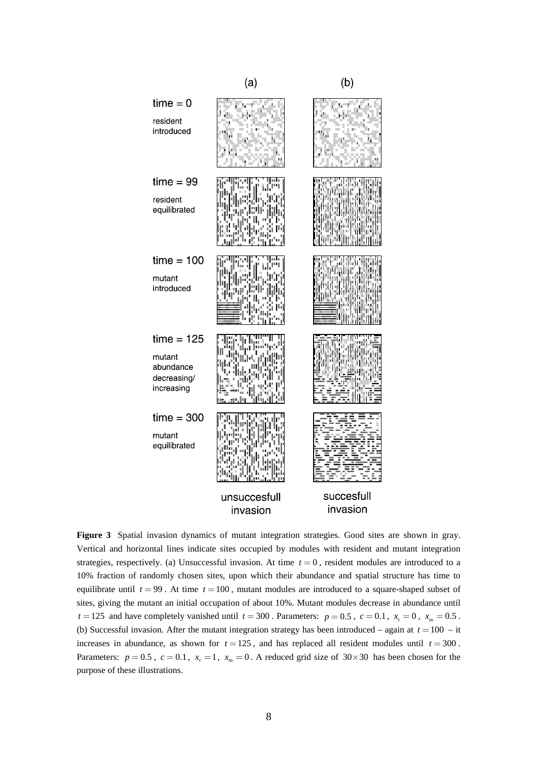**Figure 3** Spatial invasion dynamics of mutant integration strategies. Good sites are shown in gray. Vertical and horizontal lines indicate sites occupied by modules with resident and mutant integration strategies, respectively. (a) Unsuccessful invasion. At time $t = 0$, resident modules are introduced to a 10% fraction of randomly chosen sites, upon which their abundance and spatial structure has time to equilibrate until $t = 99$. At time $t = 100$, mutant modules are introduced to a square-shaped subset of sites, giving the mutant an initial occupation of about 10%. Mutant modules decrease in abundance until $t = 125$ and have completely vanished until $t = 300$. Parameters: $p = 0.5$, $c = 0.1$, $x_{\mathrm{r}} = 0$, $x_{\mathrm{m}} = 0.5$. (b) Successful invasion. After the mutant integration strategy has been introduced – again at $t = 100$ – it increases in abundance, as shown for $t = 125$, and has replaced all resident modules until $t = 300$. Parameters: $p = 0.5$, $c = 0.1$, $x_{\mathrm{r}} = 1$, $x_{\mathrm{m}} = 0$. A reduced grid size of $30 \times 30$ has been chosen for the purpose of these illustrations.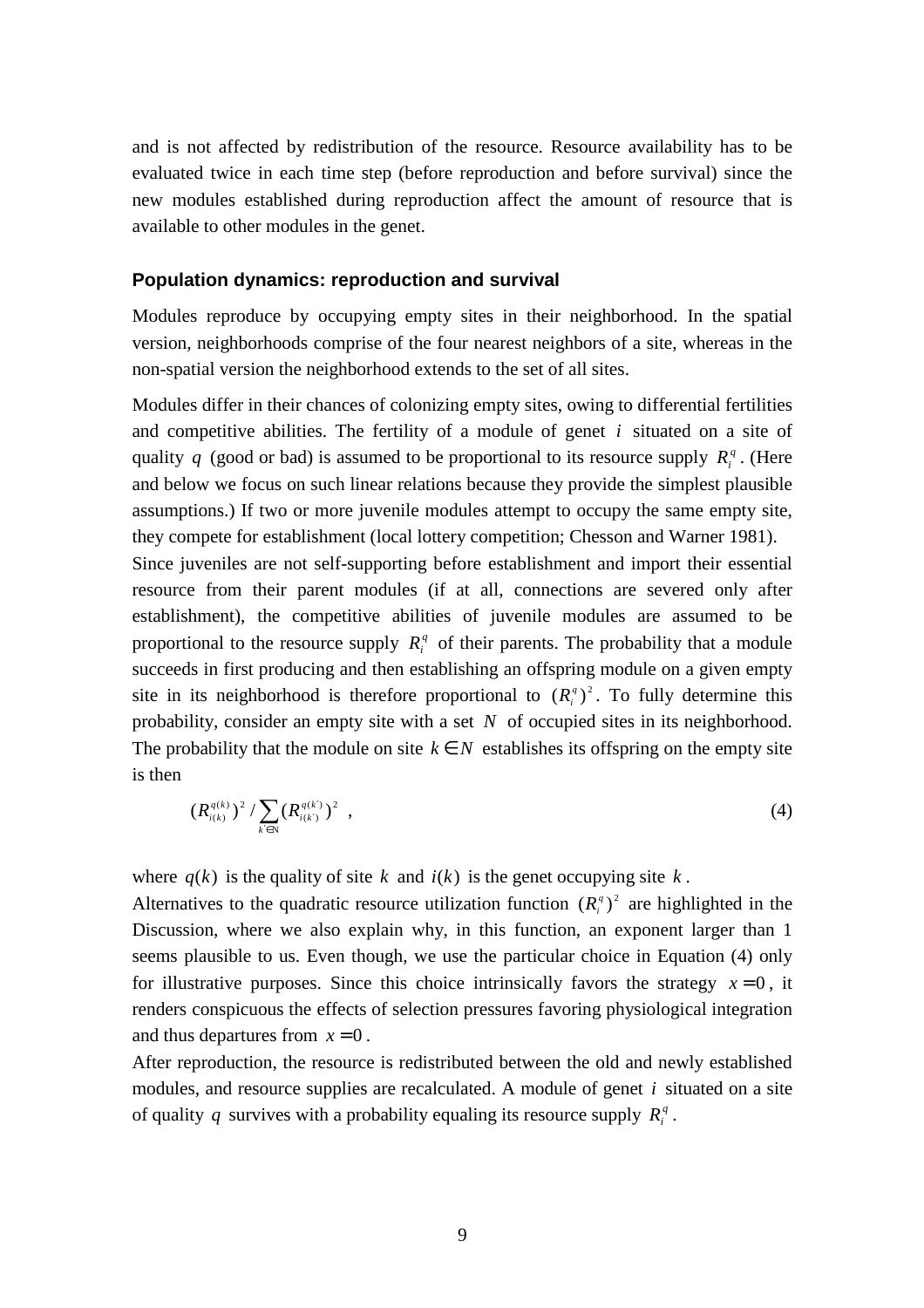and is not affected by redistribution of the resource. Resource availability has to be evaluated twice in each time step (before reproduction and before survival) since the new modules established during reproduction affect the amount of resource that is available to other modules in the genet.

### Population dynamics: reproduction and survival

Modules reproduce by occupying empty sites in their neighborhood. In the spatial version, neighborhoods comprise of the four nearest neighbors of a site, whereas in the non-spatial version the neighborhood extends to the set of all sites.

Modules differ in their chances of colonizing empty sites, owing to differential fertilities and competitive abilities. The fertility of a module of genet $i$ situated on a site of quality $q$ (good or bad) is assumed to be proportional to its resource supply $R_i^q$. (Here and below we focus on such linear relations because they provide the simplest plausible assumptions.) If two or more juvenile modules attempt to occupy the same empty site, they compete for establishment (local lottery competition; Chesson and Warner 1981).

Since juveniles are not self-supporting before establishment and import their essential resource from their parent modules (if at all, connections are severed only after establishment), the competitive abilities of juvenile modules are assumed to be proportional to the resource supply $R_i^q$ of their parents. The probability that a module succeeds in first producing and then establishing an offspring module on a given empty site in its neighborhood is therefore proportional to $(R_i^q)^2$. To fully determine this probability, consider an empty site with a set $N$ of occupied sites in its neighborhood. The probability that the module on site $k \in N$ establishes its offspring on the empty site is then

$$(R_{i(k)}^{q(k)})^2 / \sum_{k' \in N} (R_{i(k')}^{q(k')})^2 \ , \tag{4}$$

where $q(k)$ is the quality of site $k$ and $i(k)$ is the genet occupying site $k$.

Alternatives to the quadratic resource utilization function $(R_i^q)^2$ are highlighted in the Discussion, where we also explain why, in this function, an exponent larger than 1 seems plausible to us. Even though, we use the particular choice in Equation (4) only for illustrative purposes. Since this choice intrinsically favors the strategy $x = 0$, it renders conspicuous the effects of selection pressures favoring physiological integration and thus departures from $x = 0$.

After reproduction, the resource is redistributed between the old and newly established modules, and resource supplies are recalculated. A module of genet $i$ situated on a site of quality $q$ survives with a probability equaling its resource supply $R_i^q$.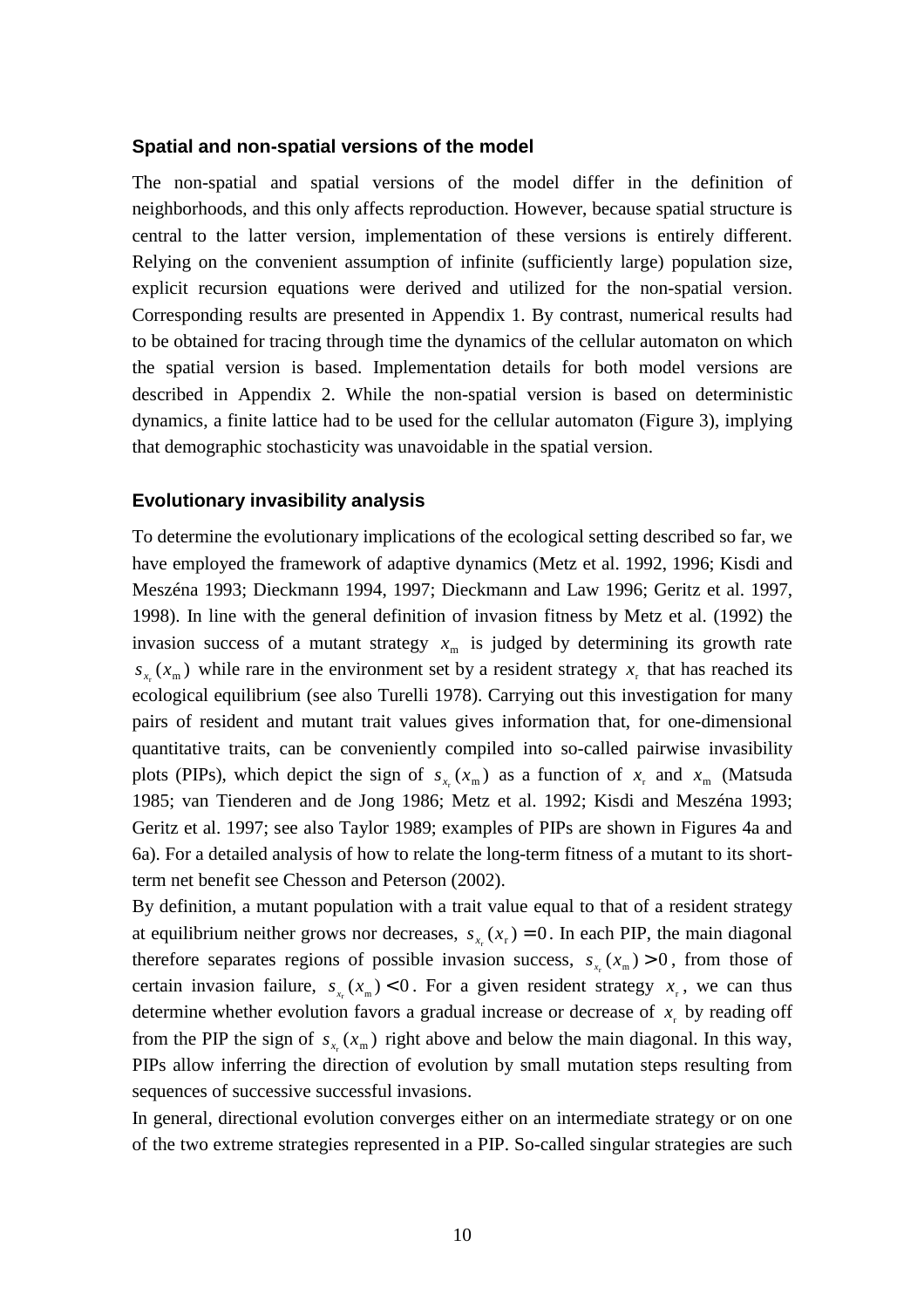### Spatial and non-spatial versions of the model

The non-spatial and spatial versions of the model differ in the definition of neighborhoods, and this only affects reproduction. However, because spatial structure is central to the latter version, implementation of these versions is entirely different. Relying on the convenient assumption of infinite (sufficiently large) population size, explicit recursion equations were derived and utilized for the non-spatial version. Corresponding results are presented in Appendix 1. By contrast, numerical results had to be obtained for tracing through time the dynamics of the cellular automaton on which the spatial version is based. Implementation details for both model versions are described in Appendix 2. While the non-spatial version is based on deterministic dynamics, a finite lattice had to be used for the cellular automaton (Figure 3), implying that demographic stochasticity was unavoidable in the spatial version.

### Evolutionary invasibility analysis

To determine the evolutionary implications of the ecological setting described so far, we have employed the framework of adaptive dynamics (Metz et al. 1992, 1996; Kisdi and Meszéna 1993; Dieckmann 1994, 1997; Dieckmann and Law 1996; Geritz et al. 1997, 1998). In line with the general definition of invasion fitness by Metz et al. (1992) the invasion success of a mutant strategy $x_{\mathrm{m}}$ is judged by determining its growth rate $s_{x_{\mathrm{r}}}(x_{\mathrm{m}})$ while rare in the environment set by a resident strategy $x_{\mathrm{r}}$ that has reached its ecological equilibrium (see also Turelli 1978). Carrying out this investigation for many pairs of resident and mutant trait values gives information that, for one-dimensional quantitative traits, can be conveniently compiled into so-called pairwise invasibility plots (PIPs), which depict the sign of $s_{x_{\mathrm{r}}}(x_{\mathrm{m}})$ as a function of $x_{\mathrm{r}}$ and $x_{\mathrm{m}}$ (Matsuda 1985; van Tienderen and de Jong 1986; Metz et al. 1992; Kisdi and Meszéna 1993; Geritz et al. 1997; see also Taylor 1989; examples of PIPs are shown in Figures 4a and 6a). For a detailed analysis of how to relate the long-term fitness of a mutant to its short-term net benefit see Chesson and Peterson (2002).

By definition, a mutant population with a trait value equal to that of a resident strategy at equilibrium neither grows nor decreases, $s_{x_{\mathrm{r}}}(x_{\mathrm{r}}) = 0$. In each PIP, the main diagonal therefore separates regions of possible invasion success, $s_{x_{\mathrm{r}}}(x_{\mathrm{m}}) > 0$, from those of certain invasion failure, $s_{x_{\mathrm{r}}}(x_{\mathrm{m}}) < 0$. For a given resident strategy $x_{\mathrm{r}}$, we can thus determine whether evolution favors a gradual increase or decrease of $x_{\mathrm{r}}$ by reading off from the PIP the sign of $s_{x_{\mathrm{r}}}(x_{\mathrm{m}})$ right above and below the main diagonal. In this way, PIPs allow inferring the direction of evolution by small mutation steps resulting from sequences of successive successful invasions.

In general, directional evolution converges either on an intermediate strategy or on one of the two extreme strategies represented in a PIP. So-called singular strategies are such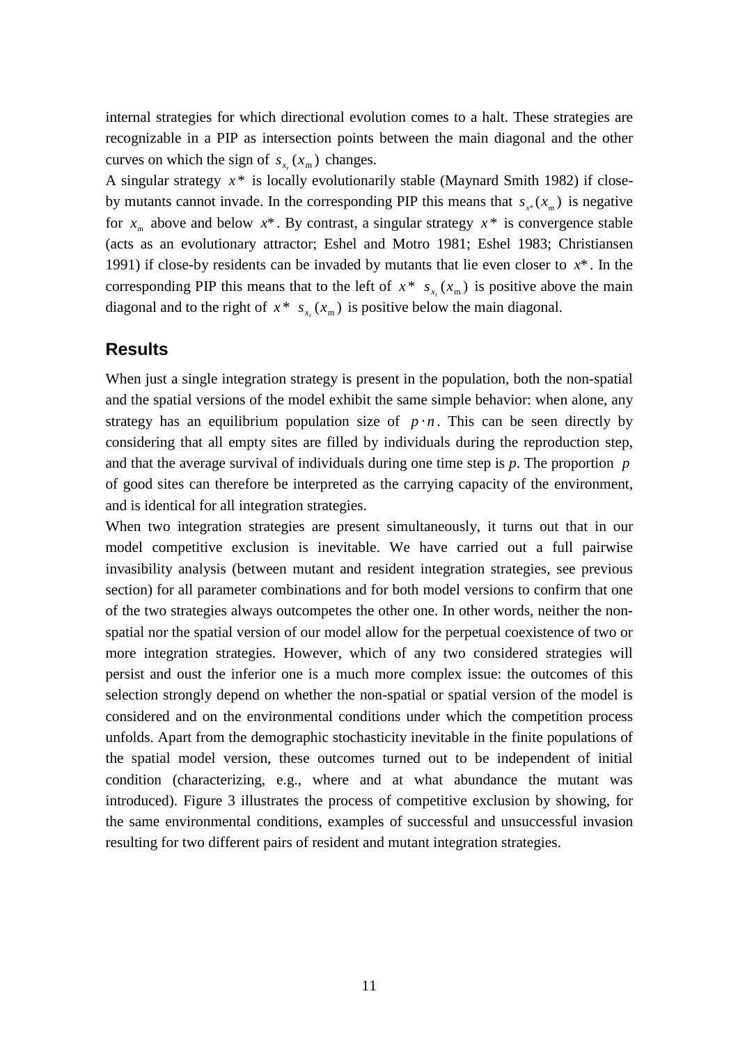internal strategies for which directional evolution comes to a halt. These strategies are recognizable in a PIP as intersection points between the main diagonal and the other curves on which the sign of $s_{x_r}(x_m)$ changes.

A singular strategy $x^*$ is locally evolutionarily stable (Maynard Smith 1982) if close-by mutants cannot invade. In the corresponding PIP this means that $s_{x^*}(x_m)$ is negative for $x_m$ above and below $x^*$. By contrast, a singular strategy $x^*$ is convergence stable (acts as an evolutionary attractor; Eshel and Motro 1981; Eshel 1983; Christiansen 1991) if close-by residents can be invaded by mutants that lie even closer to $x^*$. In the corresponding PIP this means that to the left of $x^*$ $s_{x_r}(x_m)$ is positive above the main diagonal and to the right of $x^*$ $s_{x_r}(x_m)$ is positive below the main diagonal.

## Results

When just a single integration strategy is present in the population, both the non-spatial and the spatial versions of the model exhibit the same simple behavior: when alone, any strategy has an equilibrium population size of $p \cdot n$. This can be seen directly by considering that all empty sites are filled by individuals during the reproduction step, and that the average survival of individuals during one time step is *p*. The proportion $p$ of good sites can therefore be interpreted as the carrying capacity of the environment, and is identical for all integration strategies.

When two integration strategies are present simultaneously, it turns out that in our model competitive exclusion is inevitable. We have carried out a full pairwise invasibility analysis (between mutant and resident integration strategies, see previous section) for all parameter combinations and for both model versions to confirm that one of the two strategies always outcompetes the other one. In other words, neither the non-spatial nor the spatial version of our model allow for the perpetual coexistence of two or more integration strategies. However, which of any two considered strategies will persist and oust the inferior one is a much more complex issue: the outcomes of this selection strongly depend on whether the non-spatial or spatial version of the model is considered and on the environmental conditions under which the competition process unfolds. Apart from the demographic stochasticity inevitable in the finite populations of the spatial model version, these outcomes turned out to be independent of initial condition (characterizing, e.g., where and at what abundance the mutant was introduced). Figure 3 illustrates the process of competitive exclusion by showing, for the same environmental conditions, examples of successful and unsuccessful invasion resulting for two different pairs of resident and mutant integration strategies.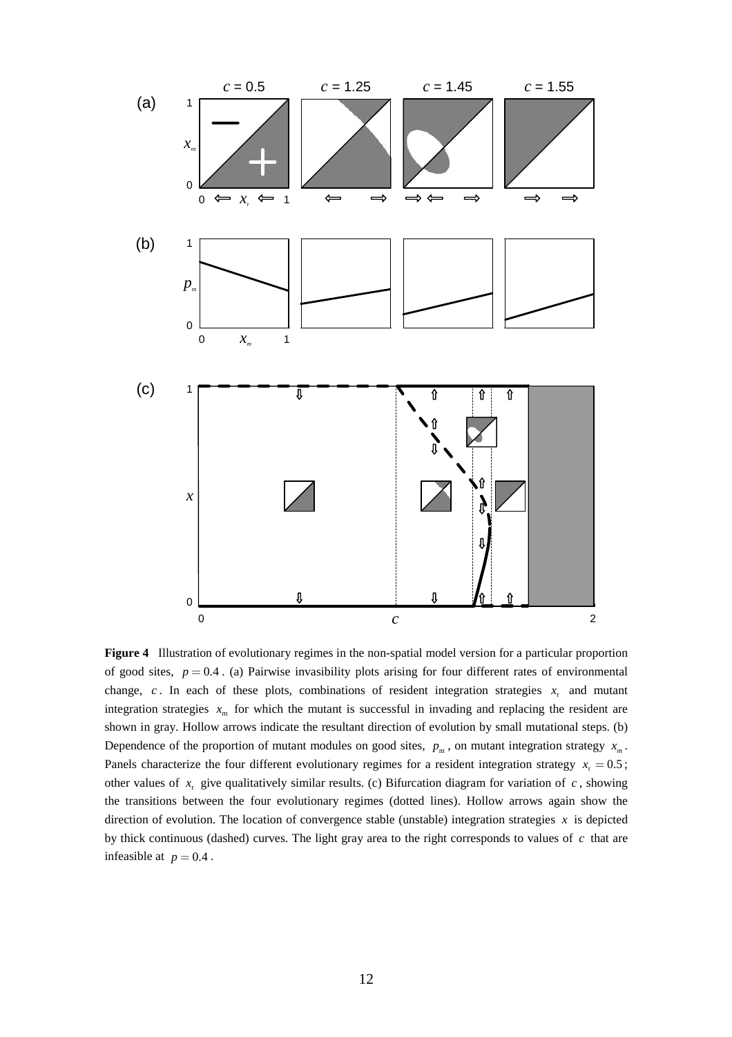**Figure 4** Illustration of evolutionary regimes in the non-spatial model version for a particular proportion of good sites, $p = 0.4$. (a) Pairwise invasibility plots arising for four different rates of environmental change, $c$. In each of these plots, combinations of resident integration strategies $x_r$ and mutant integration strategies $x_m$ for which the mutant is successful in invading and replacing the resident are shown in gray. Hollow arrows indicate the resultant direction of evolution by small mutational steps. (b) Dependence of the proportion of mutant modules on good sites, $p_m$, on mutant integration strategy $x_m$. Panels characterize the four different evolutionary regimes for a resident integration strategy $x_r = 0.5$; other values of $x_r$ give qualitatively similar results. (c) Bifurcation diagram for variation of $c$, showing the transitions between the four evolutionary regimes (dotted lines). Hollow arrows again show the direction of evolution. The location of convergence stable (unstable) integration strategies $x$ is depicted by thick continuous (dashed) curves. The light gray area to the right corresponds to values of $c$ that are infeasible at $p = 0.4$.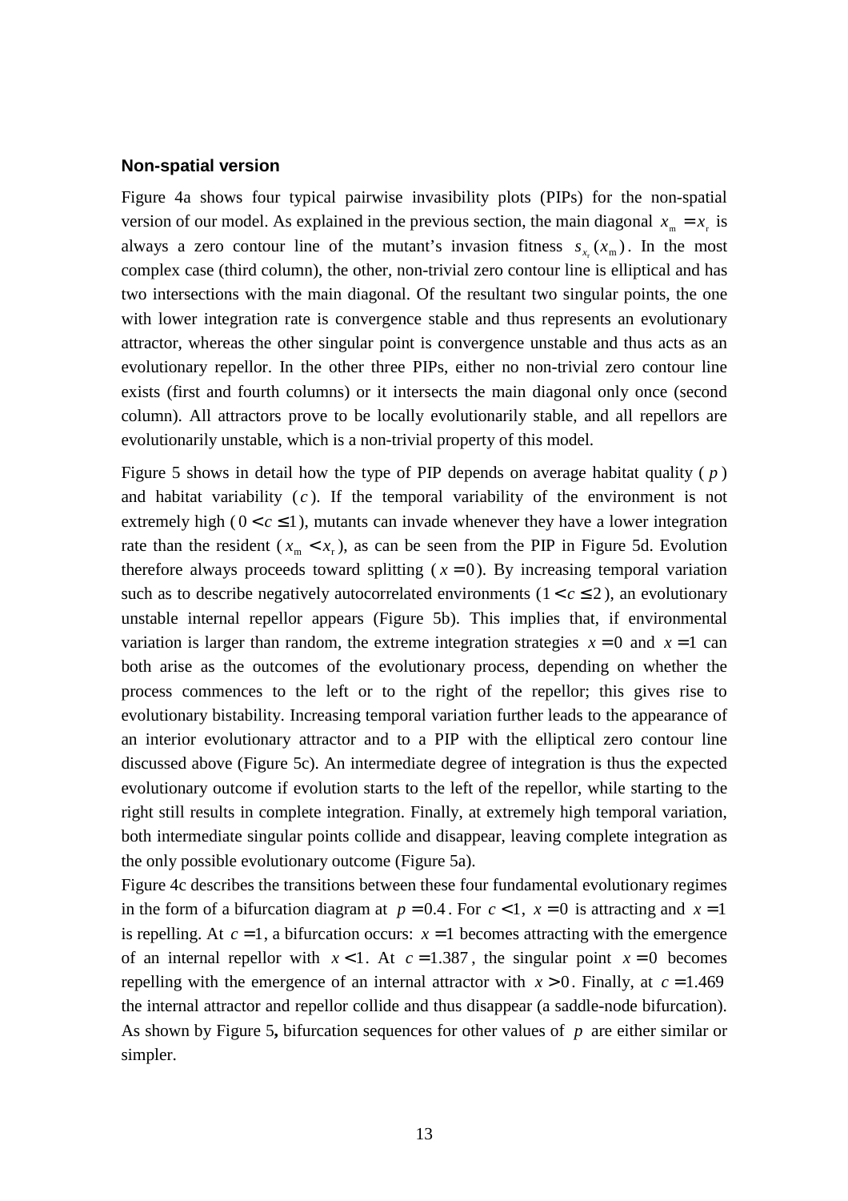### Non-spatial version

Figure 4a shows four typical pairwise invasibility plots (PIPs) for the non-spatial version of our model. As explained in the previous section, the main diagonal $x_{\mathrm{m}} = x_{\mathrm{r}}$ is always a zero contour line of the mutant's invasion fitness $s_{x_{\mathrm{r}}}(x_{\mathrm{m}})$. In the most complex case (third column), the other, non-trivial zero contour line is elliptical and has two intersections with the main diagonal. Of the resultant two singular points, the one with lower integration rate is convergence stable and thus represents an evolutionary attractor, whereas the other singular point is convergence unstable and thus acts as an evolutionary repellor. In the other three PIPs, either no non-trivial zero contour line exists (first and fourth columns) or it intersects the main diagonal only once (second column). All attractors prove to be locally evolutionarily stable, and all repellors are evolutionarily unstable, which is a non-trivial property of this model.

Figure 5 shows in detail how the type of PIP depends on average habitat quality ($p$) and habitat variability ($c$). If the temporal variability of the environment is not extremely high ($0 < c \leq 1$), mutants can invade whenever they have a lower integration rate than the resident ($x_{\mathrm{m}} < x_{\mathrm{r}}$), as can be seen from the PIP in Figure 5d. Evolution therefore always proceeds toward splitting ($x = 0$). By increasing temporal variation such as to describe negatively autocorrelated environments ($1 < c \leq 2$), an evolutionary unstable internal repellor appears (Figure 5b). This implies that, if environmental variation is larger than random, the extreme integration strategies $x = 0$ and $x = 1$ can both arise as the outcomes of the evolutionary process, depending on whether the process commences to the left or to the right of the repellor; this gives rise to evolutionary bistability. Increasing temporal variation further leads to the appearance of an interior evolutionary attractor and to a PIP with the elliptical zero contour line discussed above (Figure 5c). An intermediate degree of integration is thus the expected evolutionary outcome if evolution starts to the left of the repellor, while starting to the right still results in complete integration. Finally, at extremely high temporal variation, both intermediate singular points collide and disappear, leaving complete integration as the only possible evolutionary outcome (Figure 5a).

Figure 4c describes the transitions between these four fundamental evolutionary regimes in the form of a bifurcation diagram at $p = 0.4$. For $c < 1$, $x = 0$ is attracting and $x = 1$ is repelling. At $c = 1$, a bifurcation occurs: $x = 1$ becomes attracting with the emergence of an internal repellor with $x < 1$. At $c = 1.387$, the singular point $x = 0$ becomes repelling with the emergence of an internal attractor with $x > 0$. Finally, at $c = 1.469$ the internal attractor and repellor collide and thus disappear (a saddle-node bifurcation). As shown by Figure 5**,** bifurcation sequences for other values of $p$ are either similar or simpler.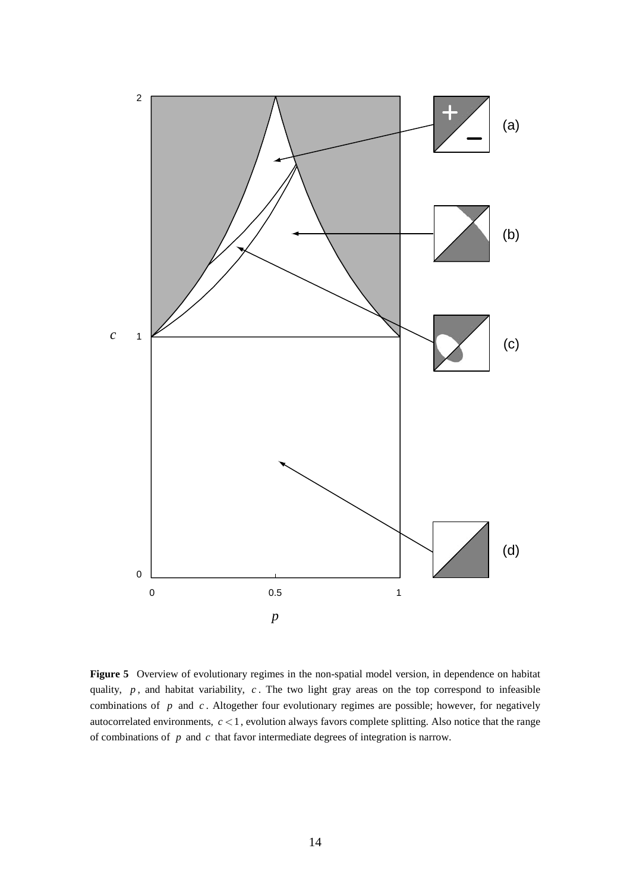**Figure 5** Overview of evolutionary regimes in the non-spatial model version, in dependence on habitat quality, $p$, and habitat variability, $c$. The two light gray areas on the top correspond to infeasible combinations of $p$ and $c$. Altogether four evolutionary regimes are possible; however, for negatively autocorrelated environments, $c < 1$, evolution always favors complete splitting. Also notice that the range of combinations of $p$ and $c$ that favor intermediate degrees of integration is narrow.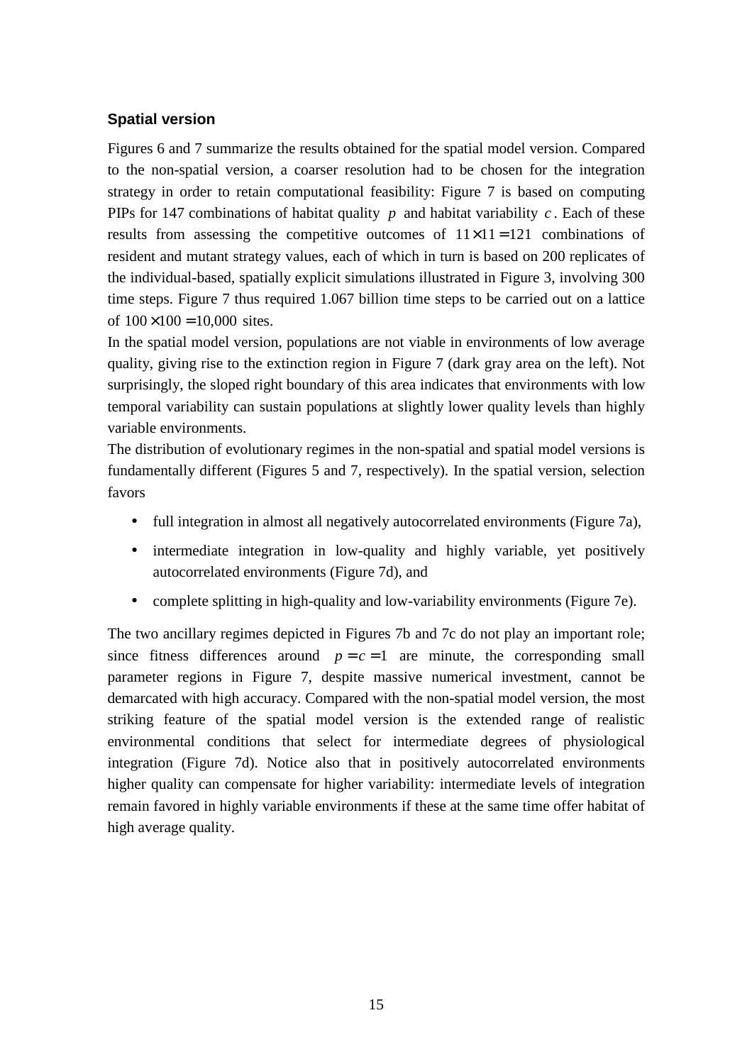### Spatial version

Figures 6 and 7 summarize the results obtained for the spatial model version. Compared to the non-spatial version, a coarser resolution had to be chosen for the integration strategy in order to retain computational feasibility: Figure 7 is based on computing PIPs for 147 combinations of habitat quality $p$ and habitat variability $c$. Each of these results from assessing the competitive outcomes of $11 \times 11 = 121$ combinations of resident and mutant strategy values, each of which in turn is based on 200 replicates of the individual-based, spatially explicit simulations illustrated in Figure 3, involving 300 time steps. Figure 7 thus required 1.067 billion time steps to be carried out on a lattice of $100 \times 100 = 10{,}000$ sites.

In the spatial model version, populations are not viable in environments of low average quality, giving rise to the extinction region in Figure 7 (dark gray area on the left). Not surprisingly, the sloped right boundary of this area indicates that environments with low temporal variability can sustain populations at slightly lower quality levels than highly variable environments.

The distribution of evolutionary regimes in the non-spatial and spatial model versions is fundamentally different (Figures 5 and 7, respectively). In the spatial version, selection favors

- full integration in almost all negatively autocorrelated environments (Figure 7a),
- intermediate integration in low-quality and highly variable, yet positively autocorrelated environments (Figure 7d), and
- complete splitting in high-quality and low-variability environments (Figure 7e).

The two ancillary regimes depicted in Figures 7b and 7c do not play an important role; since fitness differences around $p = c = 1$ are minute, the corresponding small parameter regions in Figure 7, despite massive numerical investment, cannot be demarcated with high accuracy. Compared with the non-spatial model version, the most striking feature of the spatial model version is the extended range of realistic environmental conditions that select for intermediate degrees of physiological integration (Figure 7d). Notice also that in positively autocorrelated environments higher quality can compensate for higher variability: intermediate levels of integration remain favored in highly variable environments if these at the same time offer habitat of high average quality.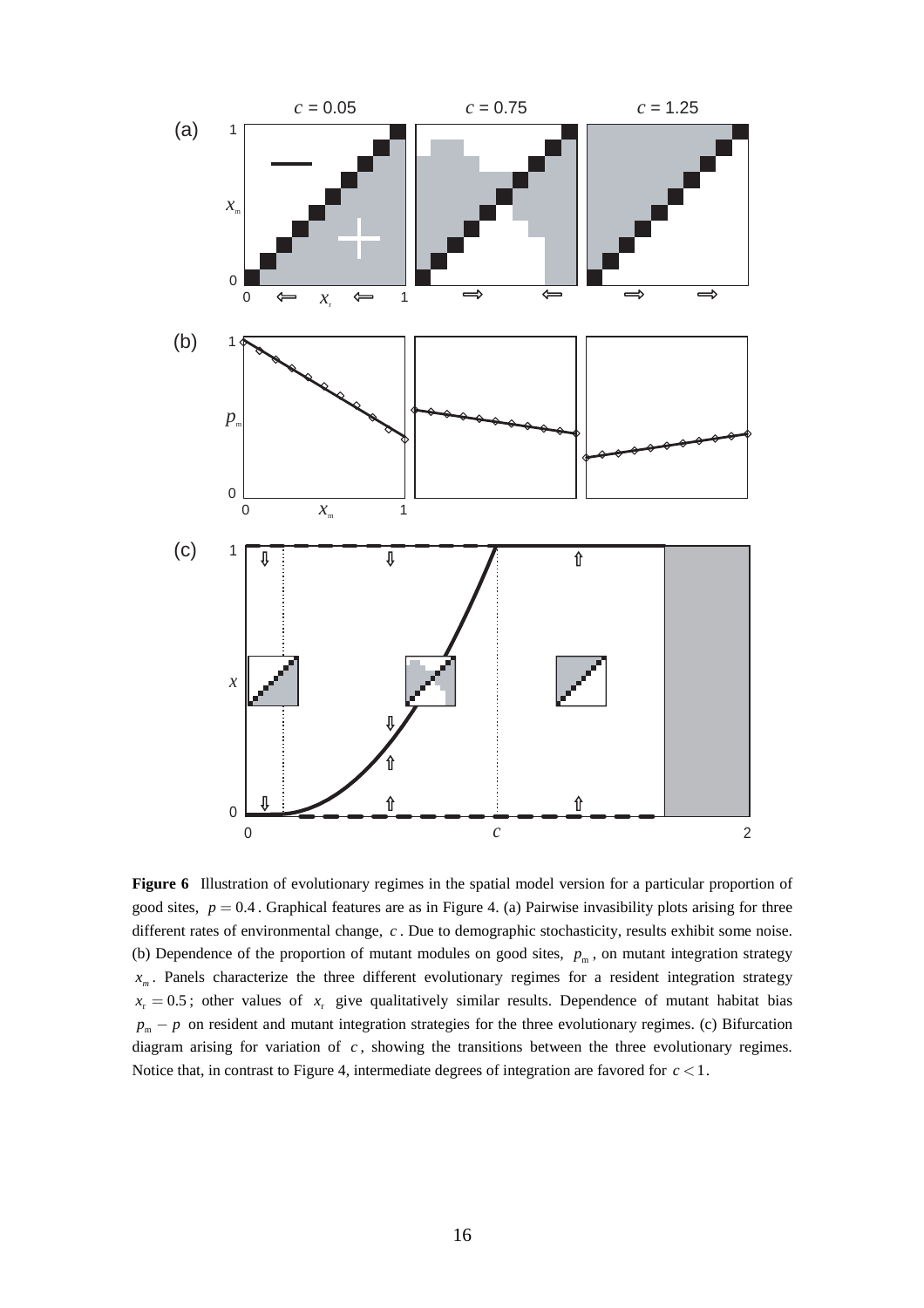**Figure 6** Illustration of evolutionary regimes in the spatial model version for a particular proportion of good sites, $p = 0.4$. Graphical features are as in Figure 4. (a) Pairwise invasibility plots arising for three different rates of environmental change, $c$. Due to demographic stochasticity, results exhibit some noise. (b) Dependence of the proportion of mutant modules on good sites, $p_m$, on mutant integration strategy $x_m$. Panels characterize the three different evolutionary regimes for a resident integration strategy $x_r = 0.5$; other values of $x_r$ give qualitatively similar results. Dependence of mutant habitat bias $p_m - p$ on resident and mutant integration strategies for the three evolutionary regimes. (c) Bifurcation diagram arising for variation of $c$, showing the transitions between the three evolutionary regimes. Notice that, in contrast to Figure 4, intermediate degrees of integration are favored for $c < 1$.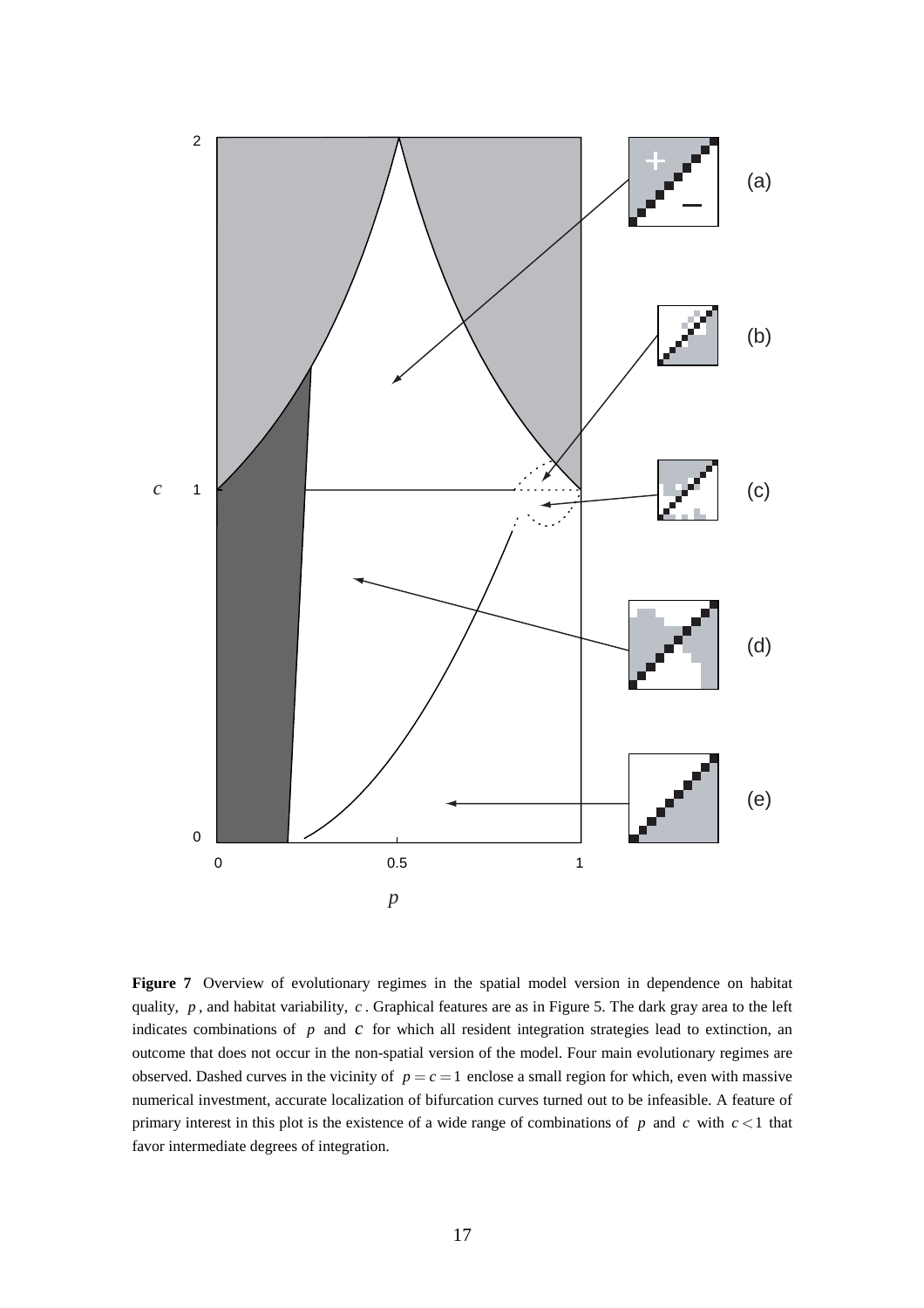**Figure 7** Overview of evolutionary regimes in the spatial model version in dependence on habitat quality, $p$, and habitat variability, $c$. Graphical features are as in Figure 5. The dark gray area to the left indicates combinations of $p$ and $c$ for which all resident integration strategies lead to extinction, an outcome that does not occur in the non-spatial version of the model. Four main evolutionary regimes are observed. Dashed curves in the vicinity of $p = c = 1$ enclose a small region for which, even with massive numerical investment, accurate localization of bifurcation curves turned out to be infeasible. A feature of primary interest in this plot is the existence of a wide range of combinations of $p$ and $c$ with $c < 1$ that favor intermediate degrees of integration.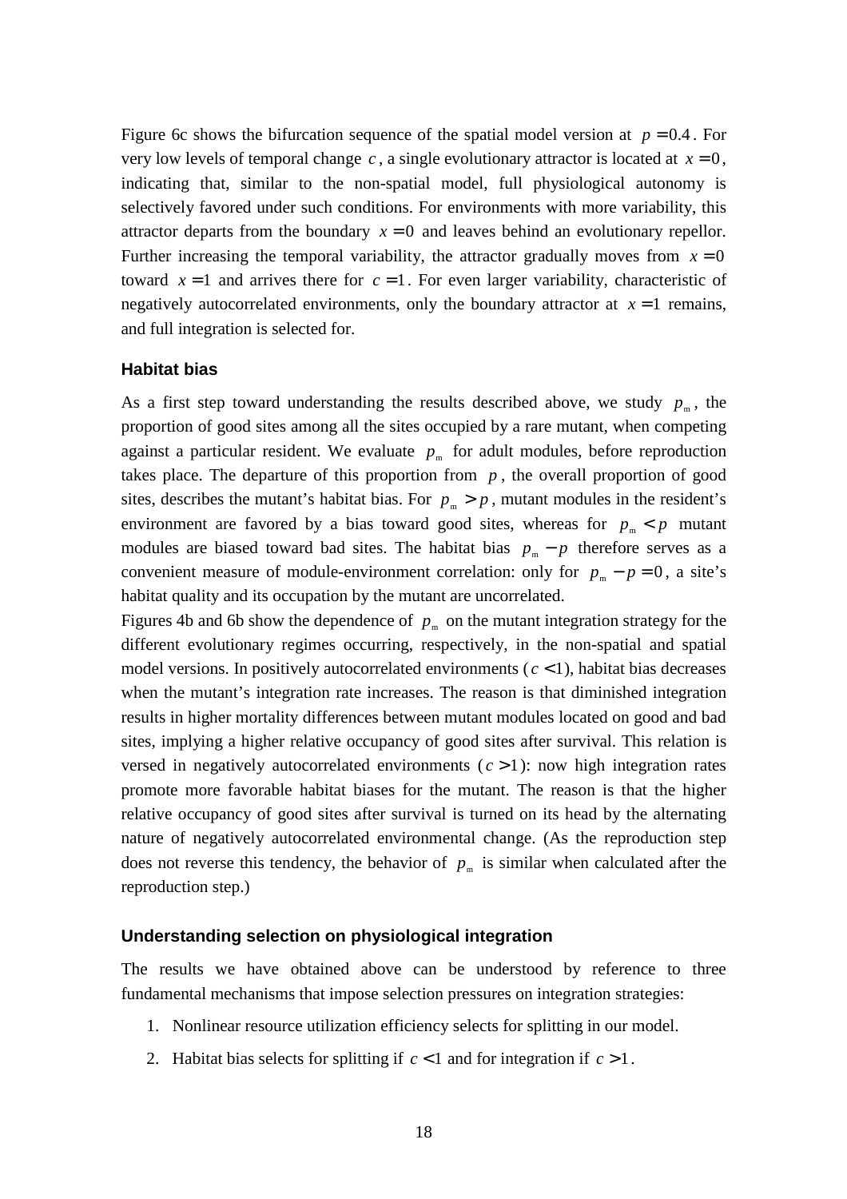Figure 6c shows the bifurcation sequence of the spatial model version at $p = 0.4$. For very low levels of temporal change $c$, a single evolutionary attractor is located at $x = 0$, indicating that, similar to the non-spatial model, full physiological autonomy is selectively favored under such conditions. For environments with more variability, this attractor departs from the boundary $x = 0$ and leaves behind an evolutionary repellor. Further increasing the temporal variability, the attractor gradually moves from $x = 0$ toward $x = 1$ and arrives there for $c = 1$. For even larger variability, characteristic of negatively autocorrelated environments, only the boundary attractor at $x = 1$ remains, and full integration is selected for.

### Habitat bias

As a first step toward understanding the results described above, we study $p_{\text{m}}$, the proportion of good sites among all the sites occupied by a rare mutant, when competing against a particular resident. We evaluate $p_{\text{m}}$ for adult modules, before reproduction takes place. The departure of this proportion from $p$, the overall proportion of good sites, describes the mutant's habitat bias. For $p_{\text{m}} > p$, mutant modules in the resident's environment are favored by a bias toward good sites, whereas for $p_{\text{m}} < p$ mutant modules are biased toward bad sites. The habitat bias $p_{\text{m}} - p$ therefore serves as a convenient measure of module-environment correlation: only for $p_{\text{m}} - p = 0$, a site's habitat quality and its occupation by the mutant are uncorrelated.

Figures 4b and 6b show the dependence of $p_{\text{m}}$ on the mutant integration strategy for the different evolutionary regimes occurring, respectively, in the non-spatial and spatial model versions. In positively autocorrelated environments ($c < 1$), habitat bias decreases when the mutant's integration rate increases. The reason is that diminished integration results in higher mortality differences between mutant modules located on good and bad sites, implying a higher relative occupancy of good sites after survival. This relation is versed in negatively autocorrelated environments ($c > 1$): now high integration rates promote more favorable habitat biases for the mutant. The reason is that the higher relative occupancy of good sites after survival is turned on its head by the alternating nature of negatively autocorrelated environmental change. (As the reproduction step does not reverse this tendency, the behavior of $p_{\text{m}}$ is similar when calculated after the reproduction step.)

### Understanding selection on physiological integration

The results we have obtained above can be understood by reference to three fundamental mechanisms that impose selection pressures on integration strategies:

1. Nonlinear resource utilization efficiency selects for splitting in our model.
2. Habitat bias selects for splitting if $c < 1$ and for integration if $c > 1$.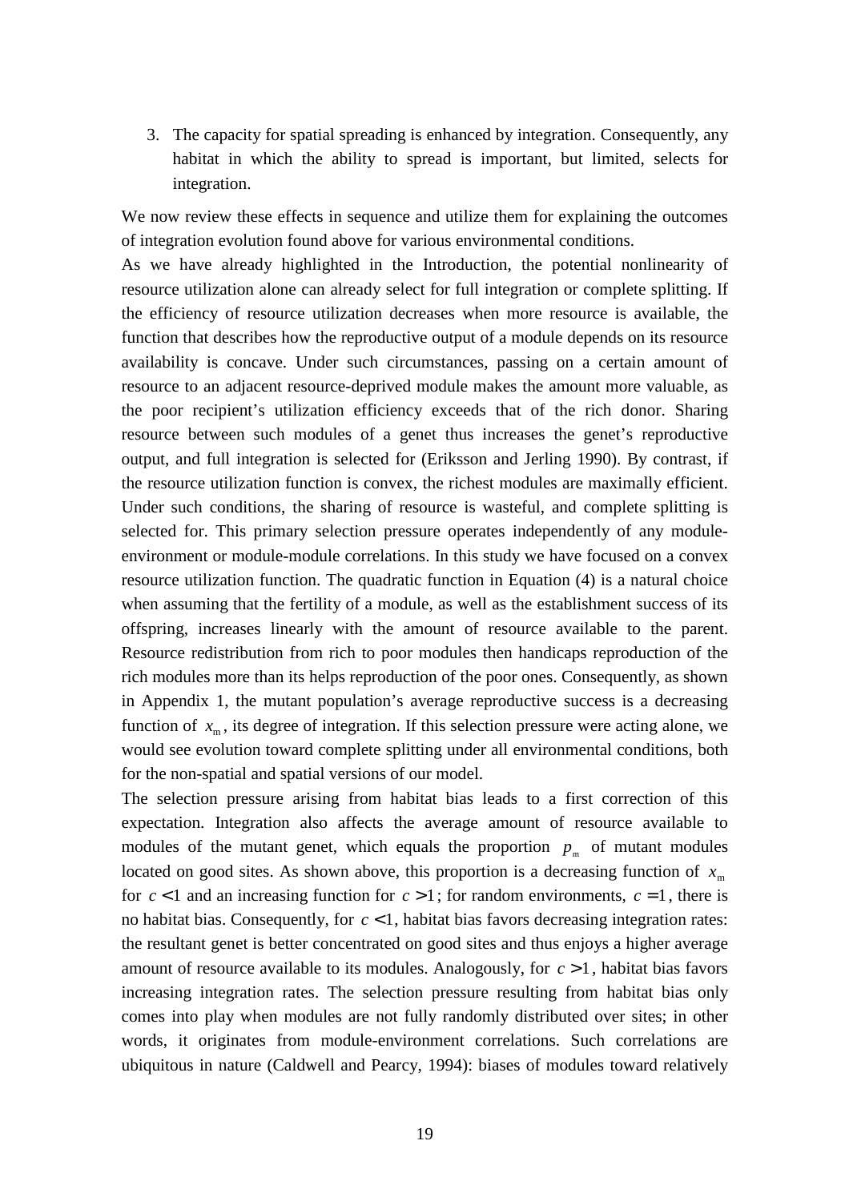3. The capacity for spatial spreading is enhanced by integration. Consequently, any habitat in which the ability to spread is important, but limited, selects for integration.

We now review these effects in sequence and utilize them for explaining the outcomes of integration evolution found above for various environmental conditions.

As we have already highlighted in the Introduction, the potential nonlinearity of resource utilization alone can already select for full integration or complete splitting. If the efficiency of resource utilization decreases when more resource is available, the function that describes how the reproductive output of a module depends on its resource availability is concave. Under such circumstances, passing on a certain amount of resource to an adjacent resource-deprived module makes the amount more valuable, as the poor recipient's utilization efficiency exceeds that of the rich donor. Sharing resource between such modules of a genet thus increases the genet's reproductive output, and full integration is selected for (Eriksson and Jerling 1990). By contrast, if the resource utilization function is convex, the richest modules are maximally efficient. Under such conditions, the sharing of resource is wasteful, and complete splitting is selected for. This primary selection pressure operates independently of any module-environment or module-module correlations. In this study we have focused on a convex resource utilization function. The quadratic function in Equation (4) is a natural choice when assuming that the fertility of a module, as well as the establishment success of its offspring, increases linearly with the amount of resource available to the parent. Resource redistribution from rich to poor modules then handicaps reproduction of the rich modules more than its helps reproduction of the poor ones. Consequently, as shown in Appendix 1, the mutant population's average reproductive success is a decreasing function of $x_{\mathrm{m}}$, its degree of integration. If this selection pressure were acting alone, we would see evolution toward complete splitting under all environmental conditions, both for the non-spatial and spatial versions of our model.

The selection pressure arising from habitat bias leads to a first correction of this expectation. Integration also affects the average amount of resource available to modules of the mutant genet, which equals the proportion $p_{\mathrm{m}}$ of mutant modules located on good sites. As shown above, this proportion is a decreasing function of $x_{\mathrm{m}}$ for $c < 1$ and an increasing function for $c > 1$; for random environments, $c = 1$, there is no habitat bias. Consequently, for $c < 1$, habitat bias favors decreasing integration rates: the resultant genet is better concentrated on good sites and thus enjoys a higher average amount of resource available to its modules. Analogously, for $c > 1$, habitat bias favors increasing integration rates. The selection pressure resulting from habitat bias only comes into play when modules are not fully randomly distributed over sites; in other words, it originates from module-environment correlations. Such correlations are ubiquitous in nature (Caldwell and Pearcy, 1994): biases of modules toward relatively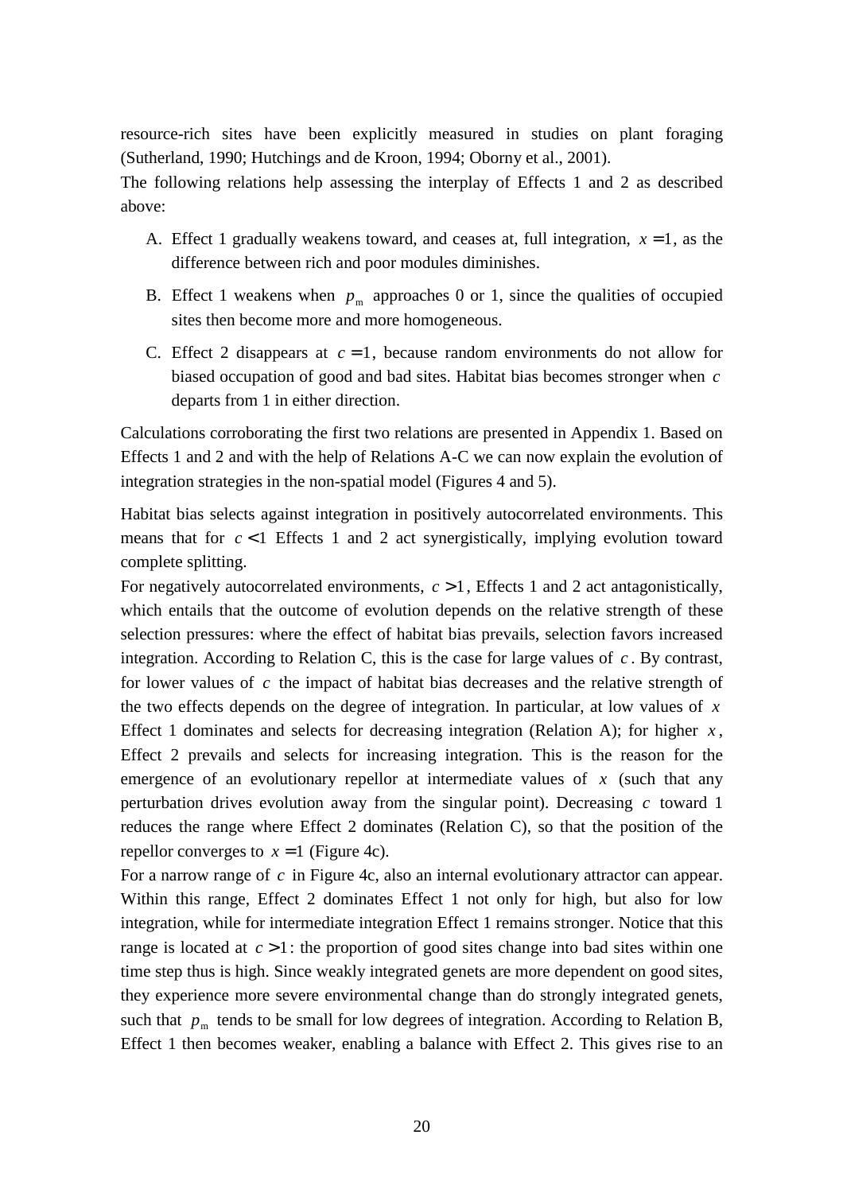resource-rich sites have been explicitly measured in studies on plant foraging (Sutherland, 1990; Hutchings and de Kroon, 1994; Oborny et al., 2001).

The following relations help assessing the interplay of Effects 1 and 2 as described above:

A. Effect 1 gradually weakens toward, and ceases at, full integration, $x = 1$, as the difference between rich and poor modules diminishes.

B. Effect 1 weakens when $p_{\mathrm{m}}$ approaches 0 or 1, since the qualities of occupied sites then become more and more homogeneous.

C. Effect 2 disappears at $c = 1$, because random environments do not allow for biased occupation of good and bad sites. Habitat bias becomes stronger when $c$ departs from 1 in either direction.

Calculations corroborating the first two relations are presented in Appendix 1. Based on Effects 1 and 2 and with the help of Relations A-C we can now explain the evolution of integration strategies in the non-spatial model (Figures 4 and 5).

Habitat bias selects against integration in positively autocorrelated environments. This means that for $c < 1$ Effects 1 and 2 act synergistically, implying evolution toward complete splitting.

For negatively autocorrelated environments, $c > 1$, Effects 1 and 2 act antagonistically, which entails that the outcome of evolution depends on the relative strength of these selection pressures: where the effect of habitat bias prevails, selection favors increased integration. According to Relation C, this is the case for large values of $c$. By contrast, for lower values of $c$ the impact of habitat bias decreases and the relative strength of the two effects depends on the degree of integration. In particular, at low values of $x$ Effect 1 dominates and selects for decreasing integration (Relation A); for higher $x$, Effect 2 prevails and selects for increasing integration. This is the reason for the emergence of an evolutionary repellor at intermediate values of $x$ (such that any perturbation drives evolution away from the singular point). Decreasing $c$ toward 1 reduces the range where Effect 2 dominates (Relation C), so that the position of the repellor converges to $x = 1$ (Figure 4c).

For a narrow range of $c$ in Figure 4c, also an internal evolutionary attractor can appear. Within this range, Effect 2 dominates Effect 1 not only for high, but also for low integration, while for intermediate integration Effect 1 remains stronger. Notice that this range is located at $c > 1$: the proportion of good sites change into bad sites within one time step thus is high. Since weakly integrated genets are more dependent on good sites, they experience more severe environmental change than do strongly integrated genets, such that $p_{\mathrm{m}}$ tends to be small for low degrees of integration. According to Relation B, Effect 1 then becomes weaker, enabling a balance with Effect 2. This gives rise to an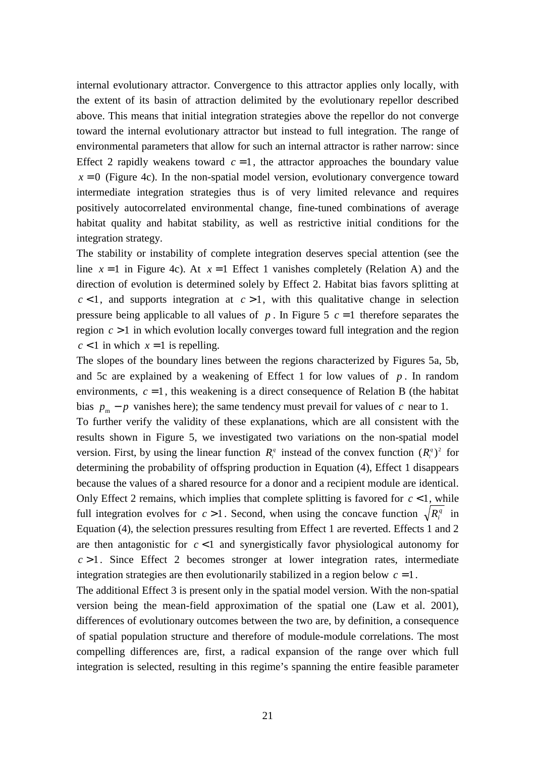internal evolutionary attractor. Convergence to this attractor applies only locally, with the extent of its basin of attraction delimited by the evolutionary repellor described above. This means that initial integration strategies above the repellor do not converge toward the internal evolutionary attractor but instead to full integration. The range of environmental parameters that allow for such an internal attractor is rather narrow: since Effect 2 rapidly weakens toward $c = 1$, the attractor approaches the boundary value $x = 0$ (Figure 4c). In the non-spatial model version, evolutionary convergence toward intermediate integration strategies thus is of very limited relevance and requires positively autocorrelated environmental change, fine-tuned combinations of average habitat quality and habitat stability, as well as restrictive initial conditions for the integration strategy.

The stability or instability of complete integration deserves special attention (see the line $x = 1$ in Figure 4c). At $x = 1$ Effect 1 vanishes completely (Relation A) and the direction of evolution is determined solely by Effect 2. Habitat bias favors splitting at $c < 1$, and supports integration at $c > 1$, with this qualitative change in selection pressure being applicable to all values of $p$. In Figure 5 $c = 1$ therefore separates the region $c > 1$ in which evolution locally converges toward full integration and the region $c < 1$ in which $x = 1$ is repelling.

The slopes of the boundary lines between the regions characterized by Figures 5a, 5b, and 5c are explained by a weakening of Effect 1 for low values of $p$. In random environments, $c = 1$, this weakening is a direct consequence of Relation B (the habitat bias $p_{\mathrm{m}} - p$ vanishes here); the same tendency must prevail for values of $c$ near to 1.

To further verify the validity of these explanations, which are all consistent with the results shown in Figure 5, we investigated two variations on the non-spatial model version. First, by using the linear function $R_i^q$ instead of the convex function $(R_i^q)^2$ for determining the probability of offspring production in Equation (4), Effect 1 disappears because the values of a shared resource for a donor and a recipient module are identical. Only Effect 2 remains, which implies that complete splitting is favored for $c < 1$, while full integration evolves for $c > 1$. Second, when using the concave function $\sqrt{R_i^q}$ in Equation (4), the selection pressures resulting from Effect 1 are reverted. Effects 1 and 2 are then antagonistic for $c < 1$ and synergistically favor physiological autonomy for $c > 1$. Since Effect 2 becomes stronger at lower integration rates, intermediate integration strategies are then evolutionarily stabilized in a region below $c = 1$.

The additional Effect 3 is present only in the spatial model version. With the non-spatial version being the mean-field approximation of the spatial one (Law et al. 2001), differences of evolutionary outcomes between the two are, by definition, a consequence of spatial population structure and therefore of module-module correlations. The most compelling differences are, first, a radical expansion of the range over which full integration is selected, resulting in this regime's spanning the entire feasible parameter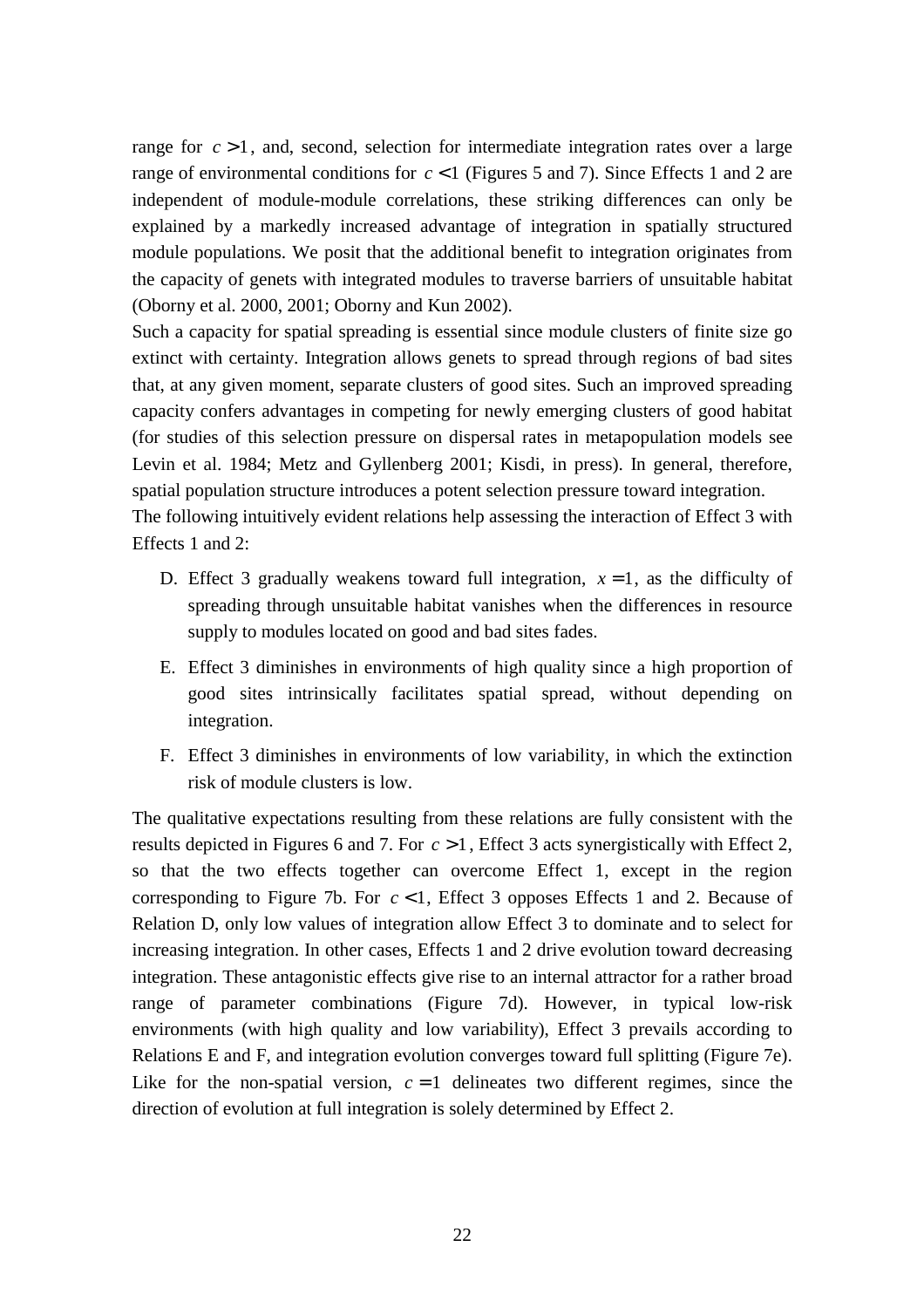range for $c > 1$, and, second, selection for intermediate integration rates over a large range of environmental conditions for $c < 1$ (Figures 5 and 7). Since Effects 1 and 2 are independent of module-module correlations, these striking differences can only be explained by a markedly increased advantage of integration in spatially structured module populations. We posit that the additional benefit to integration originates from the capacity of genets with integrated modules to traverse barriers of unsuitable habitat (Oborny et al. 2000, 2001; Oborny and Kun 2002).

Such a capacity for spatial spreading is essential since module clusters of finite size go extinct with certainty. Integration allows genets to spread through regions of bad sites that, at any given moment, separate clusters of good sites. Such an improved spreading capacity confers advantages in competing for newly emerging clusters of good habitat (for studies of this selection pressure on dispersal rates in metapopulation models see Levin et al. 1984; Metz and Gyllenberg 2001; Kisdi, in press). In general, therefore, spatial population structure introduces a potent selection pressure toward integration.

The following intuitively evident relations help assessing the interaction of Effect 3 with Effects 1 and 2:

D. Effect 3 gradually weakens toward full integration, $x = 1$, as the difficulty of spreading through unsuitable habitat vanishes when the differences in resource supply to modules located on good and bad sites fades.

E. Effect 3 diminishes in environments of high quality since a high proportion of good sites intrinsically facilitates spatial spread, without depending on integration.

F. Effect 3 diminishes in environments of low variability, in which the extinction risk of module clusters is low.

The qualitative expectations resulting from these relations are fully consistent with the results depicted in Figures 6 and 7. For $c > 1$, Effect 3 acts synergistically with Effect 2, so that the two effects together can overcome Effect 1, except in the region corresponding to Figure 7b. For $c < 1$, Effect 3 opposes Effects 1 and 2. Because of Relation D, only low values of integration allow Effect 3 to dominate and to select for increasing integration. In other cases, Effects 1 and 2 drive evolution toward decreasing integration. These antagonistic effects give rise to an internal attractor for a rather broad range of parameter combinations (Figure 7d). However, in typical low-risk environments (with high quality and low variability), Effect 3 prevails according to Relations E and F, and integration evolution converges toward full splitting (Figure 7e). Like for the non-spatial version, $c = 1$ delineates two different regimes, since the direction of evolution at full integration is solely determined by Effect 2.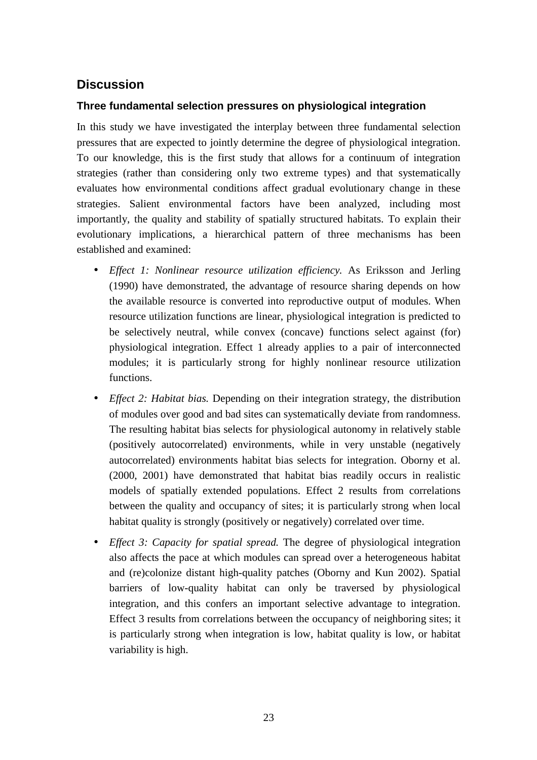## Discussion

### Three fundamental selection pressures on physiological integration

In this study we have investigated the interplay between three fundamental selection pressures that are expected to jointly determine the degree of physiological integration. To our knowledge, this is the first study that allows for a continuum of integration strategies (rather than considering only two extreme types) and that systematically evaluates how environmental conditions affect gradual evolutionary change in these strategies. Salient environmental factors have been analyzed, including most importantly, the quality and stability of spatially structured habitats. To explain their evolutionary implications, a hierarchical pattern of three mechanisms has been established and examined:

- *Effect 1: Nonlinear resource utilization efficiency.* As Eriksson and Jerling (1990) have demonstrated, the advantage of resource sharing depends on how the available resource is converted into reproductive output of modules. When resource utilization functions are linear, physiological integration is predicted to be selectively neutral, while convex (concave) functions select against (for) physiological integration. Effect 1 already applies to a pair of interconnected modules; it is particularly strong for highly nonlinear resource utilization functions.
- *Effect 2: Habitat bias.* Depending on their integration strategy, the distribution of modules over good and bad sites can systematically deviate from randomness. The resulting habitat bias selects for physiological autonomy in relatively stable (positively autocorrelated) environments, while in very unstable (negatively autocorrelated) environments habitat bias selects for integration. Oborny et al. (2000, 2001) have demonstrated that habitat bias readily occurs in realistic models of spatially extended populations. Effect 2 results from correlations between the quality and occupancy of sites; it is particularly strong when local habitat quality is strongly (positively or negatively) correlated over time.
- *Effect 3: Capacity for spatial spread.* The degree of physiological integration also affects the pace at which modules can spread over a heterogeneous habitat and (re)colonize distant high-quality patches (Oborny and Kun 2002). Spatial barriers of low-quality habitat can only be traversed by physiological integration, and this confers an important selective advantage to integration. Effect 3 results from correlations between the occupancy of neighboring sites; it is particularly strong when integration is low, habitat quality is low, or habitat variability is high.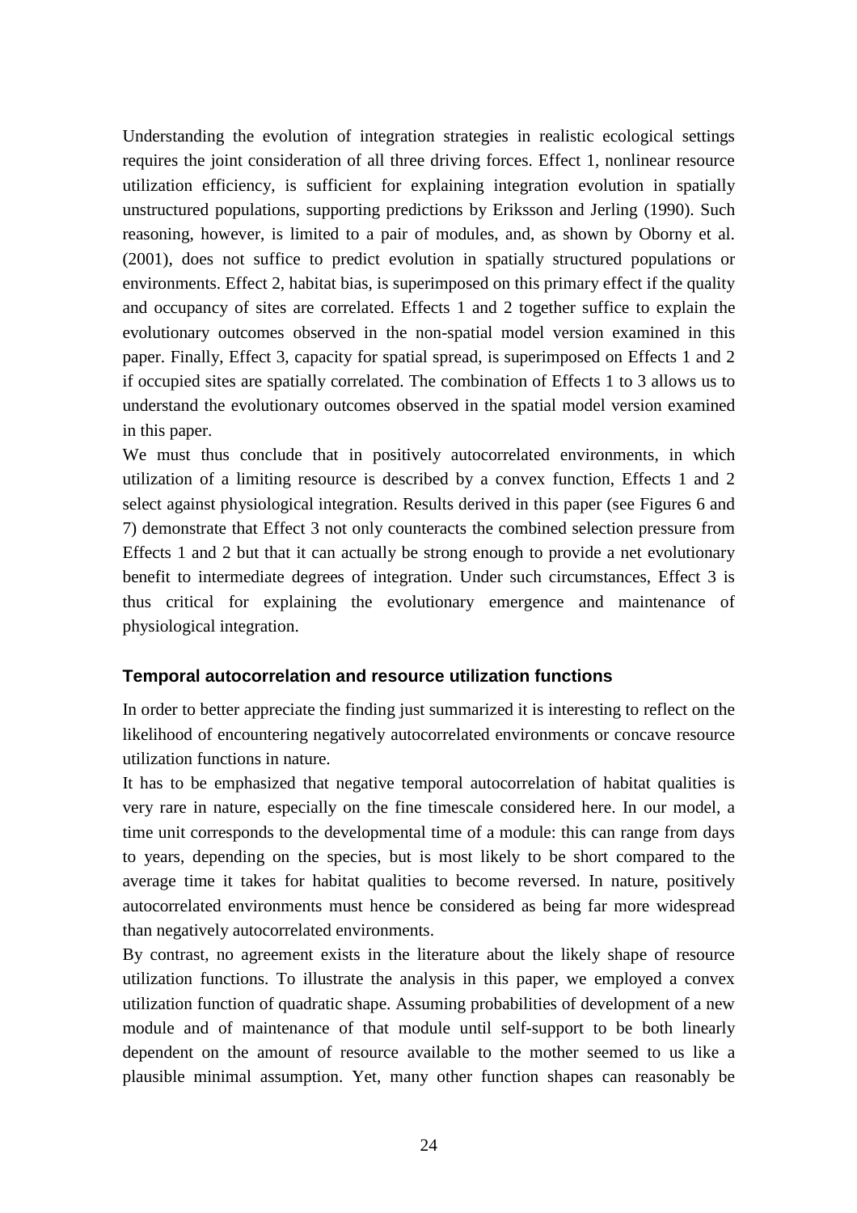Understanding the evolution of integration strategies in realistic ecological settings requires the joint consideration of all three driving forces. Effect 1, nonlinear resource utilization efficiency, is sufficient for explaining integration evolution in spatially unstructured populations, supporting predictions by Eriksson and Jerling (1990). Such reasoning, however, is limited to a pair of modules, and, as shown by Oborny et al. (2001), does not suffice to predict evolution in spatially structured populations or environments. Effect 2, habitat bias, is superimposed on this primary effect if the quality and occupancy of sites are correlated. Effects 1 and 2 together suffice to explain the evolutionary outcomes observed in the non-spatial model version examined in this paper. Finally, Effect 3, capacity for spatial spread, is superimposed on Effects 1 and 2 if occupied sites are spatially correlated. The combination of Effects 1 to 3 allows us to understand the evolutionary outcomes observed in the spatial model version examined in this paper.

We must thus conclude that in positively autocorrelated environments, in which utilization of a limiting resource is described by a convex function, Effects 1 and 2 select against physiological integration. Results derived in this paper (see Figures 6 and 7) demonstrate that Effect 3 not only counteracts the combined selection pressure from Effects 1 and 2 but that it can actually be strong enough to provide a net evolutionary benefit to intermediate degrees of integration. Under such circumstances, Effect 3 is thus critical for explaining the evolutionary emergence and maintenance of physiological integration.

### Temporal autocorrelation and resource utilization functions

In order to better appreciate the finding just summarized it is interesting to reflect on the likelihood of encountering negatively autocorrelated environments or concave resource utilization functions in nature.

It has to be emphasized that negative temporal autocorrelation of habitat qualities is very rare in nature, especially on the fine timescale considered here. In our model, a time unit corresponds to the developmental time of a module: this can range from days to years, depending on the species, but is most likely to be short compared to the average time it takes for habitat qualities to become reversed. In nature, positively autocorrelated environments must hence be considered as being far more widespread than negatively autocorrelated environments.

By contrast, no agreement exists in the literature about the likely shape of resource utilization functions. To illustrate the analysis in this paper, we employed a convex utilization function of quadratic shape. Assuming probabilities of development of a new module and of maintenance of that module until self-support to be both linearly dependent on the amount of resource available to the mother seemed to us like a plausible minimal assumption. Yet, many other function shapes can reasonably be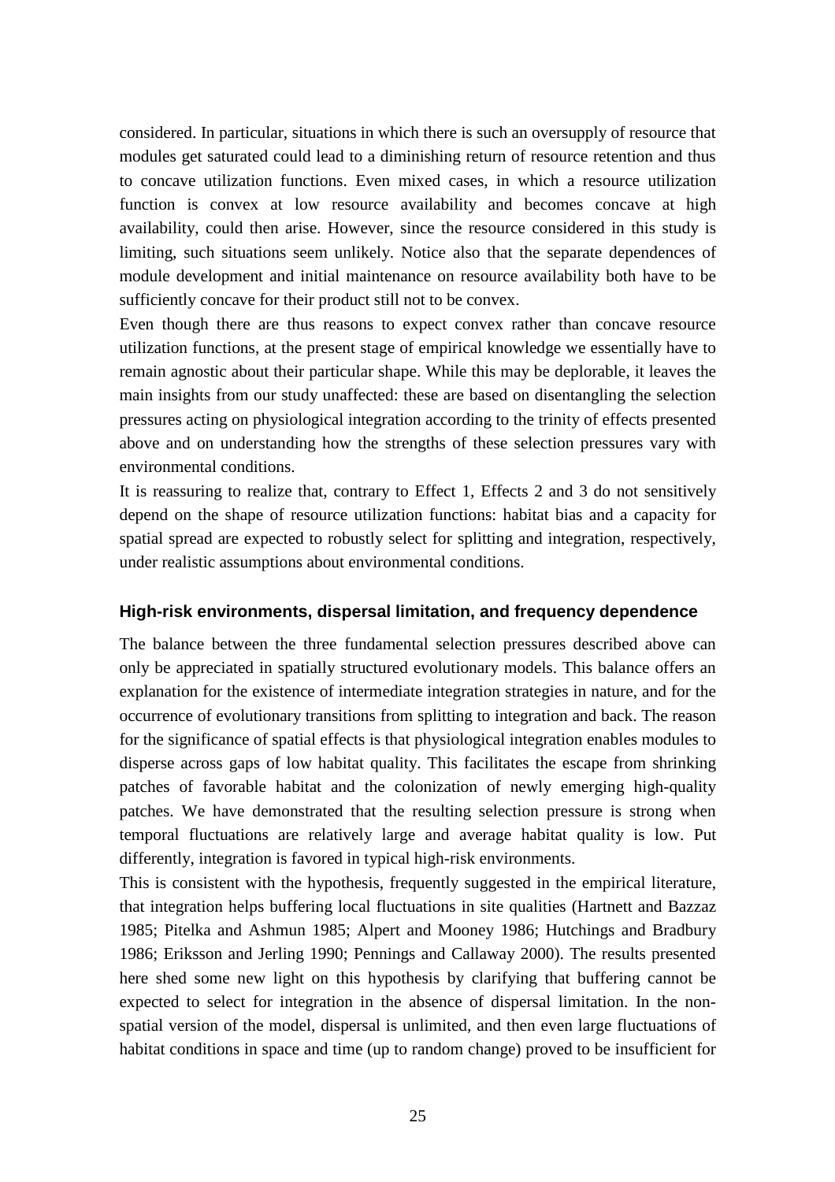considered. In particular, situations in which there is such an oversupply of resource that modules get saturated could lead to a diminishing return of resource retention and thus to concave utilization functions. Even mixed cases, in which a resource utilization function is convex at low resource availability and becomes concave at high availability, could then arise. However, since the resource considered in this study is limiting, such situations seem unlikely. Notice also that the separate dependences of module development and initial maintenance on resource availability both have to be sufficiently concave for their product still not to be convex.

Even though there are thus reasons to expect convex rather than concave resource utilization functions, at the present stage of empirical knowledge we essentially have to remain agnostic about their particular shape. While this may be deplorable, it leaves the main insights from our study unaffected: these are based on disentangling the selection pressures acting on physiological integration according to the trinity of effects presented above and on understanding how the strengths of these selection pressures vary with environmental conditions.

It is reassuring to realize that, contrary to Effect 1, Effects 2 and 3 do not sensitively depend on the shape of resource utilization functions: habitat bias and a capacity for spatial spread are expected to robustly select for splitting and integration, respectively, under realistic assumptions about environmental conditions.

### High-risk environments, dispersal limitation, and frequency dependence

The balance between the three fundamental selection pressures described above can only be appreciated in spatially structured evolutionary models. This balance offers an explanation for the existence of intermediate integration strategies in nature, and for the occurrence of evolutionary transitions from splitting to integration and back. The reason for the significance of spatial effects is that physiological integration enables modules to disperse across gaps of low habitat quality. This facilitates the escape from shrinking patches of favorable habitat and the colonization of newly emerging high-quality patches. We have demonstrated that the resulting selection pressure is strong when temporal fluctuations are relatively large and average habitat quality is low. Put differently, integration is favored in typical high-risk environments.

This is consistent with the hypothesis, frequently suggested in the empirical literature, that integration helps buffering local fluctuations in site qualities (Hartnett and Bazzaz 1985; Pitelka and Ashmun 1985; Alpert and Mooney 1986; Hutchings and Bradbury 1986; Eriksson and Jerling 1990; Pennings and Callaway 2000). The results presented here shed some new light on this hypothesis by clarifying that buffering cannot be expected to select for integration in the absence of dispersal limitation. In the non-spatial version of the model, dispersal is unlimited, and then even large fluctuations of habitat conditions in space and time (up to random change) proved to be insufficient for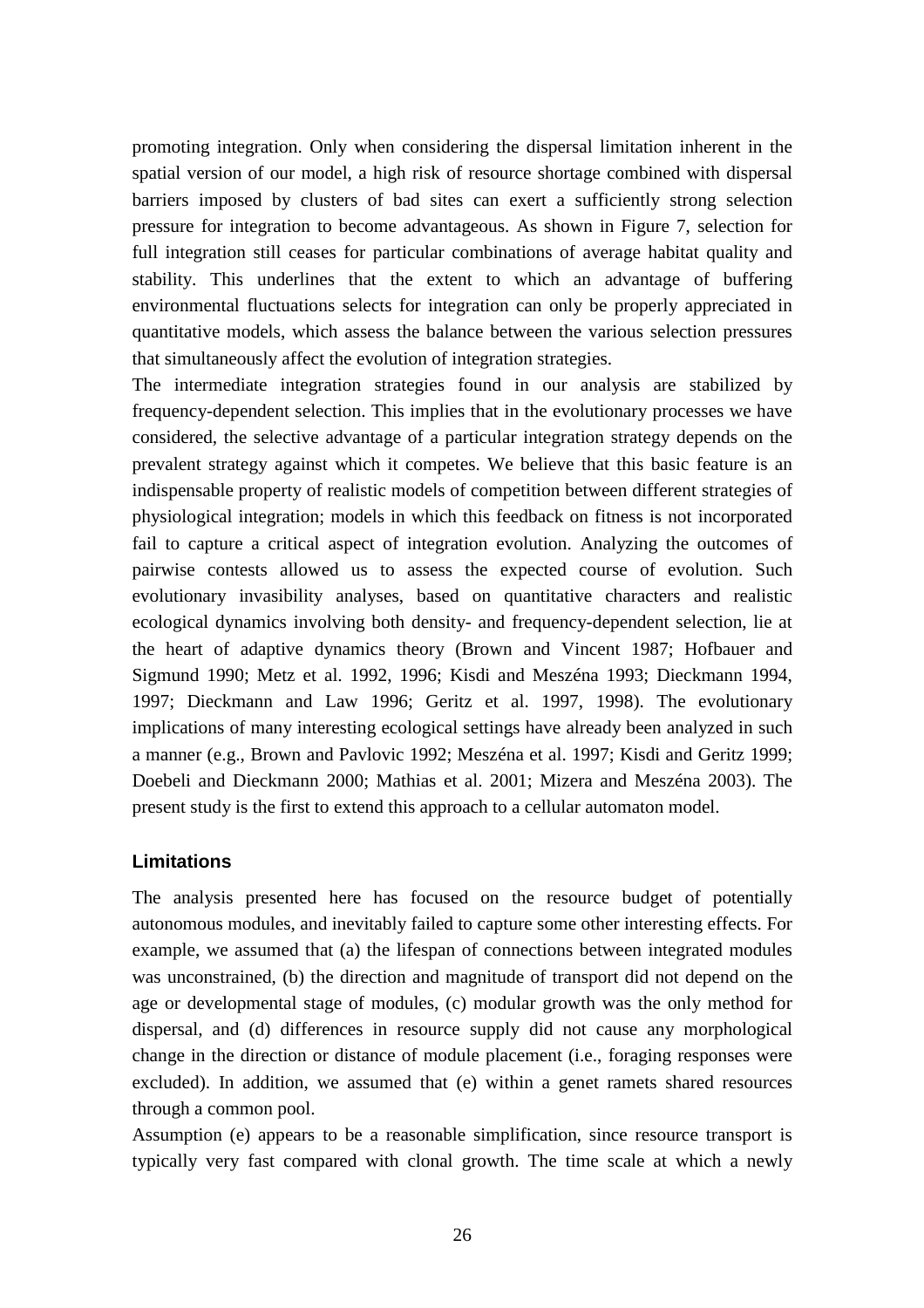promoting integration. Only when considering the dispersal limitation inherent in the spatial version of our model, a high risk of resource shortage combined with dispersal barriers imposed by clusters of bad sites can exert a sufficiently strong selection pressure for integration to become advantageous. As shown in Figure 7, selection for full integration still ceases for particular combinations of average habitat quality and stability. This underlines that the extent to which an advantage of buffering environmental fluctuations selects for integration can only be properly appreciated in quantitative models, which assess the balance between the various selection pressures that simultaneously affect the evolution of integration strategies.

The intermediate integration strategies found in our analysis are stabilized by frequency-dependent selection. This implies that in the evolutionary processes we have considered, the selective advantage of a particular integration strategy depends on the prevalent strategy against which it competes. We believe that this basic feature is an indispensable property of realistic models of competition between different strategies of physiological integration; models in which this feedback on fitness is not incorporated fail to capture a critical aspect of integration evolution. Analyzing the outcomes of pairwise contests allowed us to assess the expected course of evolution. Such evolutionary invasibility analyses, based on quantitative characters and realistic ecological dynamics involving both density- and frequency-dependent selection, lie at the heart of adaptive dynamics theory (Brown and Vincent 1987; Hofbauer and Sigmund 1990; Metz et al. 1992, 1996; Kisdi and Meszéna 1993; Dieckmann 1994, 1997; Dieckmann and Law 1996; Geritz et al. 1997, 1998). The evolutionary implications of many interesting ecological settings have already been analyzed in such a manner (e.g., Brown and Pavlovic 1992; Meszéna et al. 1997; Kisdi and Geritz 1999; Doebeli and Dieckmann 2000; Mathias et al. 2001; Mizera and Meszéna 2003). The present study is the first to extend this approach to a cellular automaton model.

### Limitations

The analysis presented here has focused on the resource budget of potentially autonomous modules, and inevitably failed to capture some other interesting effects. For example, we assumed that (a) the lifespan of connections between integrated modules was unconstrained, (b) the direction and magnitude of transport did not depend on the age or developmental stage of modules, (c) modular growth was the only method for dispersal, and (d) differences in resource supply did not cause any morphological change in the direction or distance of module placement (i.e., foraging responses were excluded). In addition, we assumed that (e) within a genet ramets shared resources through a common pool.

Assumption (e) appears to be a reasonable simplification, since resource transport is typically very fast compared with clonal growth. The time scale at which a newly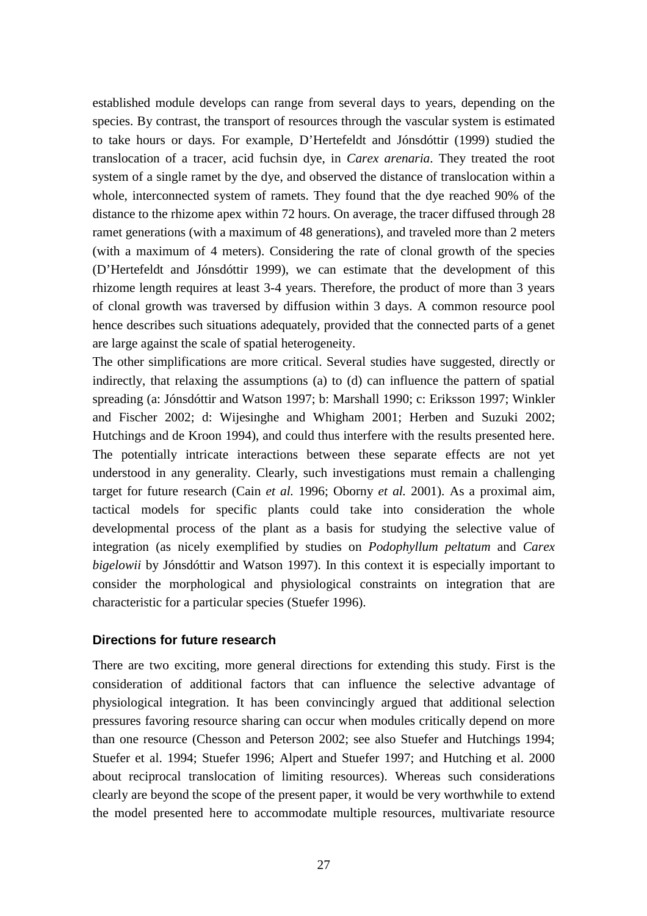established module develops can range from several days to years, depending on the species. By contrast, the transport of resources through the vascular system is estimated to take hours or days. For example, D'Hertefeldt and Jónsdóttir (1999) studied the translocation of a tracer, acid fuchsin dye, in *Carex arenaria*. They treated the root system of a single ramet by the dye, and observed the distance of translocation within a whole, interconnected system of ramets. They found that the dye reached 90% of the distance to the rhizome apex within 72 hours. On average, the tracer diffused through 28 ramet generations (with a maximum of 48 generations), and traveled more than 2 meters (with a maximum of 4 meters). Considering the rate of clonal growth of the species (D'Hertefeldt and Jónsdóttir 1999), we can estimate that the development of this rhizome length requires at least 3-4 years. Therefore, the product of more than 3 years of clonal growth was traversed by diffusion within 3 days. A common resource pool hence describes such situations adequately, provided that the connected parts of a genet are large against the scale of spatial heterogeneity.

The other simplifications are more critical. Several studies have suggested, directly or indirectly, that relaxing the assumptions (a) to (d) can influence the pattern of spatial spreading (a: Jónsdóttir and Watson 1997; b: Marshall 1990; c: Eriksson 1997; Winkler and Fischer 2002; d: Wijesinghe and Whigham 2001; Herben and Suzuki 2002; Hutchings and de Kroon 1994), and could thus interfere with the results presented here. The potentially intricate interactions between these separate effects are not yet understood in any generality. Clearly, such investigations must remain a challenging target for future research (Cain *et al.* 1996; Oborny *et al.* 2001). As a proximal aim, tactical models for specific plants could take into consideration the whole developmental process of the plant as a basis for studying the selective value of integration (as nicely exemplified by studies on *Podophyllum peltatum* and *Carex bigelowii* by Jónsdóttir and Watson 1997). In this context it is especially important to consider the morphological and physiological constraints on integration that are characteristic for a particular species (Stuefer 1996).

## Directions for future research

There are two exciting, more general directions for extending this study. First is the consideration of additional factors that can influence the selective advantage of physiological integration. It has been convincingly argued that additional selection pressures favoring resource sharing can occur when modules critically depend on more than one resource (Chesson and Peterson 2002; see also Stuefer and Hutchings 1994; Stuefer et al. 1994; Stuefer 1996; Alpert and Stuefer 1997; and Hutching et al. 2000 about reciprocal translocation of limiting resources). Whereas such considerations clearly are beyond the scope of the present paper, it would be very worthwhile to extend the model presented here to accommodate multiple resources, multivariate resource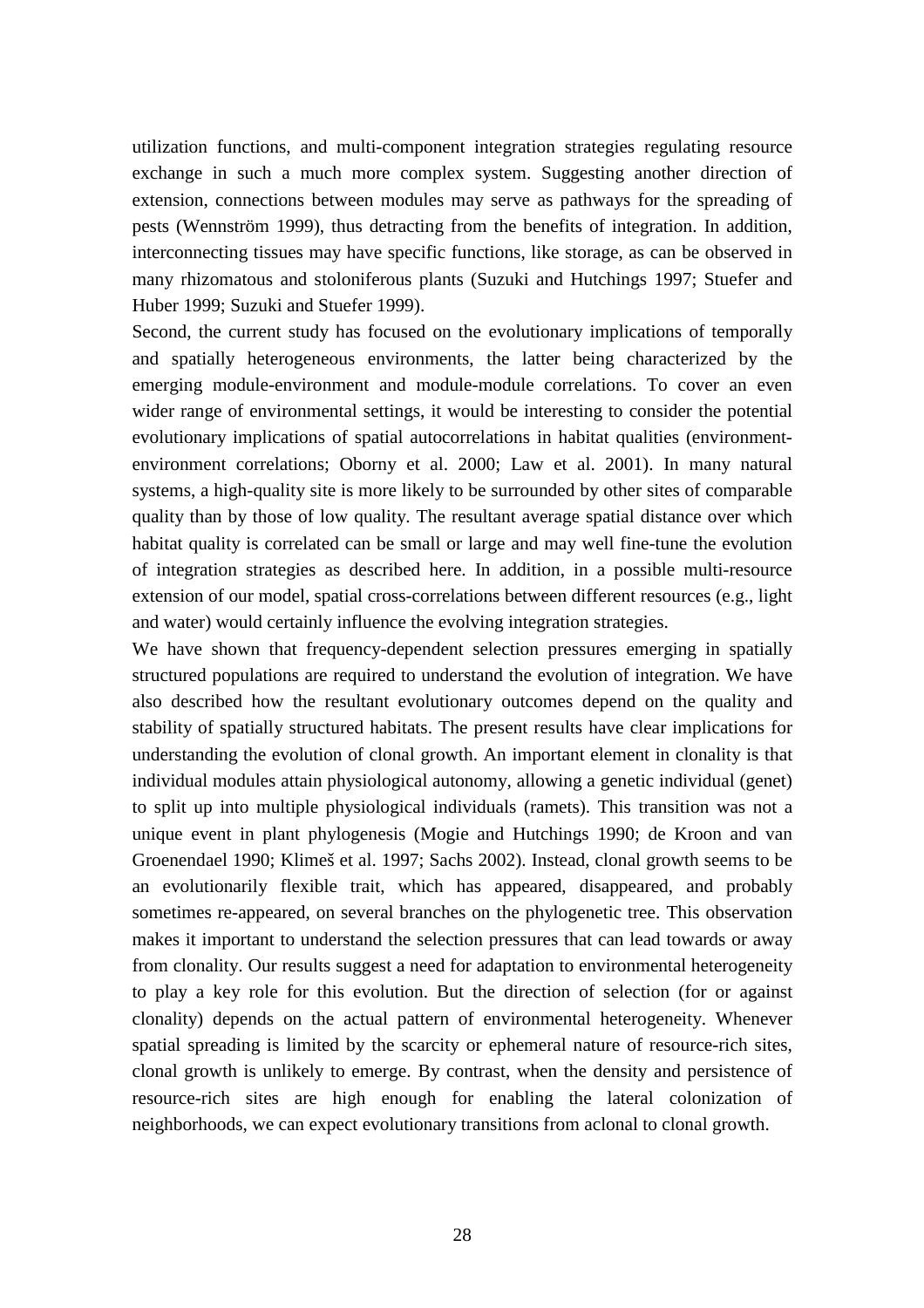utilization functions, and multi-component integration strategies regulating resource exchange in such a much more complex system. Suggesting another direction of extension, connections between modules may serve as pathways for the spreading of pests (Wennström 1999), thus detracting from the benefits of integration. In addition, interconnecting tissues may have specific functions, like storage, as can be observed in many rhizomatous and stoloniferous plants (Suzuki and Hutchings 1997; Stuefer and Huber 1999; Suzuki and Stuefer 1999).

Second, the current study has focused on the evolutionary implications of temporally and spatially heterogeneous environments, the latter being characterized by the emerging module-environment and module-module correlations. To cover an even wider range of environmental settings, it would be interesting to consider the potential evolutionary implications of spatial autocorrelations in habitat qualities (environment-environment correlations; Oborny et al. 2000; Law et al. 2001). In many natural systems, a high-quality site is more likely to be surrounded by other sites of comparable quality than by those of low quality. The resultant average spatial distance over which habitat quality is correlated can be small or large and may well fine-tune the evolution of integration strategies as described here. In addition, in a possible multi-resource extension of our model, spatial cross-correlations between different resources (e.g., light and water) would certainly influence the evolving integration strategies.

We have shown that frequency-dependent selection pressures emerging in spatially structured populations are required to understand the evolution of integration. We have also described how the resultant evolutionary outcomes depend on the quality and stability of spatially structured habitats. The present results have clear implications for understanding the evolution of clonal growth. An important element in clonality is that individual modules attain physiological autonomy, allowing a genetic individual (genet) to split up into multiple physiological individuals (ramets). This transition was not a unique event in plant phylogenesis (Mogie and Hutchings 1990; de Kroon and van Groenendael 1990; Klimeš et al. 1997; Sachs 2002). Instead, clonal growth seems to be an evolutionarily flexible trait, which has appeared, disappeared, and probably sometimes re-appeared, on several branches on the phylogenetic tree. This observation makes it important to understand the selection pressures that can lead towards or away from clonality. Our results suggest a need for adaptation to environmental heterogeneity to play a key role for this evolution. But the direction of selection (for or against clonality) depends on the actual pattern of environmental heterogeneity. Whenever spatial spreading is limited by the scarcity or ephemeral nature of resource-rich sites, clonal growth is unlikely to emerge. By contrast, when the density and persistence of resource-rich sites are high enough for enabling the lateral colonization of neighborhoods, we can expect evolutionary transitions from aclonal to clonal growth.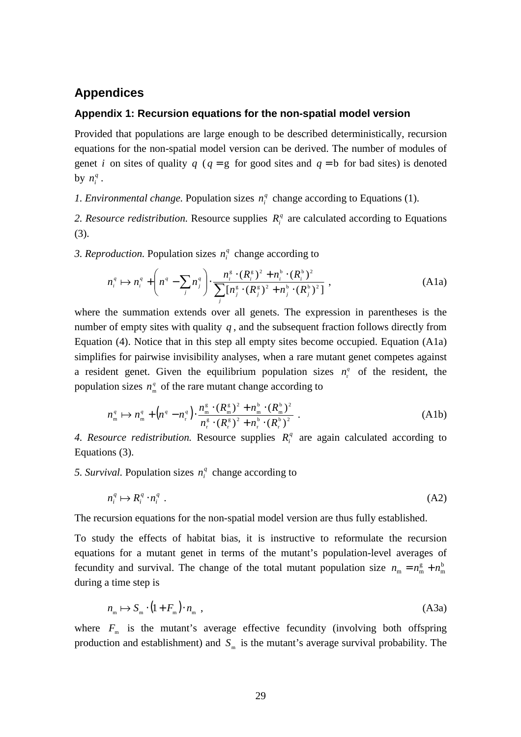# Appendices

## Appendix 1: Recursion equations for the non-spatial model version

Provided that populations are large enough to be described deterministically, recursion equations for the non-spatial model version can be derived. The number of modules of genet $i$ on sites of quality $q$ ($q = \mathrm{g}$ for good sites and $q = \mathrm{b}$ for bad sites) is denoted by $n_i^q$.

*1. Environmental change.* Population sizes $n_i^q$ change according to Equations (1).

*2. Resource redistribution.* Resource supplies $R_i^q$ are calculated according to Equations (3).

*3. Reproduction.* Population sizes $n_i^q$ change according to

$$n_i^q \mapsto n_i^q + \left( n^q - \sum_j n_j^q \right) \cdot \frac{n_i^{\mathrm{g}} \cdot (R_i^{\mathrm{g}})^2 + n_i^{\mathrm{b}} \cdot (R_i^{\mathrm{b}})^2}{\sum_j [n_j^{\mathrm{g}} \cdot (R_j^{\mathrm{g}})^2 + n_j^{\mathrm{b}} \cdot (R_j^{\mathrm{b}})^2]} \, , \tag{A1a}$$

where the summation extends over all genets. The expression in parentheses is the number of empty sites with quality $q$, and the subsequent fraction follows directly from Equation (4). Notice that in this step all empty sites become occupied. Equation (A1a) simplifies for pairwise invisibility analyses, when a rare mutant genet competes against a resident genet. Given the equilibrium population sizes $n_{\mathrm{r}}^q$ of the resident, the population sizes $n_{\mathrm{m}}^q$ of the rare mutant change according to

$$n_{\mathrm{m}}^q \mapsto n_{\mathrm{m}}^q + \left( n^q - n_{\mathrm{r}}^q \right) \cdot \frac{n_{\mathrm{m}}^{\mathrm{g}} \cdot (R_{\mathrm{m}}^{\mathrm{g}})^2 + n_{\mathrm{m}}^{\mathrm{b}} \cdot (R_{\mathrm{m}}^{\mathrm{b}})^2}{n_{\mathrm{r}}^{\mathrm{g}} \cdot (R_{\mathrm{r}}^{\mathrm{g}})^2 + n_{\mathrm{r}}^{\mathrm{b}} \cdot (R_{\mathrm{r}}^{\mathrm{b}})^2} \, . \tag{A1b}$$

*4. Resource redistribution.* Resource supplies $R_i^q$ are again calculated according to Equations (3).

*5. Survival.* Population sizes $n_i^q$ change according to

$$n_i^q \mapsto R_i^q \cdot n_i^q \, . \tag{A2}$$

The recursion equations for the non-spatial model version are thus fully established.

To study the effects of habitat bias, it is instructive to reformulate the recursion equations for a mutant genet in terms of the mutant's population-level averages of fecundity and survival. The change of the total mutant population size $n_{\mathrm{m}} = n_{\mathrm{m}}^{\mathrm{g}} + n_{\mathrm{m}}^{\mathrm{b}}$ during a time step is

$$n_{\mathrm{m}} \mapsto S_{\mathrm{m}} \cdot (1 + F_{\mathrm{m}}) \cdot n_{\mathrm{m}} \, , \tag{A3a}$$

where $F_{\mathrm{m}}$ is the mutant's average effective fecundity (involving both offspring production and establishment) and $S_{\mathrm{m}}$ is the mutant's average survival probability. The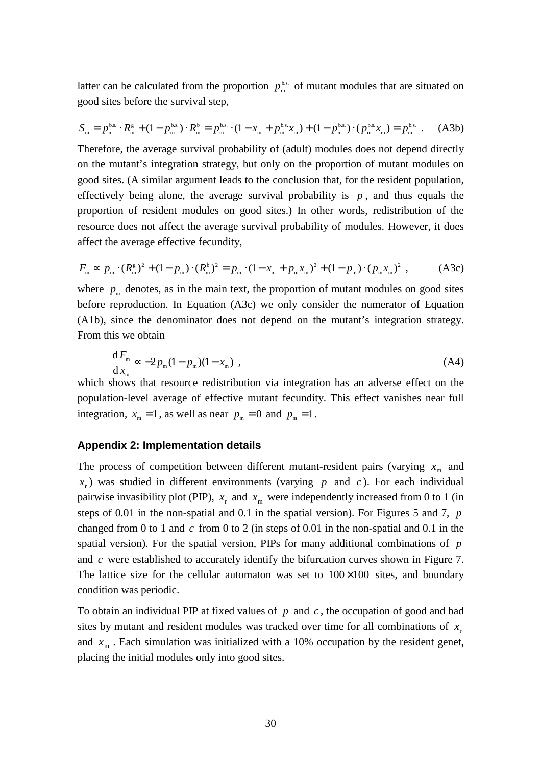latter can be calculated from the proportion $p_{\mathrm{m}}^{\mathrm{b.s.}}$ of mutant modules that are situated on good sites before the survival step,

$$S_{\mathrm{m}} = p_{\mathrm{m}}^{\mathrm{b.s.}} \cdot R_{\mathrm{m}}^{\mathrm{g}} + (1 - p_{\mathrm{m}}^{\mathrm{b.s.}}) \cdot R_{\mathrm{m}}^{\mathrm{b}} = p_{\mathrm{m}}^{\mathrm{b.s.}} \cdot (1 - x_{\mathrm{m}} + p_{\mathrm{m}}^{\mathrm{b.s.}} x_{\mathrm{m}}) + (1 - p_{\mathrm{m}}^{\mathrm{b.s.}}) \cdot (p_{\mathrm{m}}^{\mathrm{b.s.}} x_{\mathrm{m}}) = p_{\mathrm{m}}^{\mathrm{b.s.}} \ . \qquad \text{(A3b)}$$

Therefore, the average survival probability of (adult) modules does not depend directly on the mutant's integration strategy, but only on the proportion of mutant modules on good sites. (A similar argument leads to the conclusion that, for the resident population, effectively being alone, the average survival probability is $p$, and thus equals the proportion of resident modules on good sites.) In other words, redistribution of the resource does not affect the average survival probability of modules. However, it does affect the average effective fecundity,

$$F_{\mathrm{m}} \propto p_{\mathrm{m}} \cdot (R_{\mathrm{m}}^{\mathrm{g}})^2 + (1 - p_{\mathrm{m}}) \cdot (R_{\mathrm{m}}^{\mathrm{b}})^2 = p_{\mathrm{m}} \cdot (1 - x_{\mathrm{m}} + p_{\mathrm{m}} x_{\mathrm{m}})^2 + (1 - p_{\mathrm{m}}) \cdot (p_{\mathrm{m}} x_{\mathrm{m}})^2 \ , \qquad \text{(A3c)}$$

where $p_{\mathrm{m}}$ denotes, as in the main text, the proportion of mutant modules on good sites before reproduction. In Equation (A3c) we only consider the numerator of Equation (A1b), since the denominator does not depend on the mutant's integration strategy. From this we obtain

$$\frac{\mathrm{d}\, F_{\mathrm{m}}}{\mathrm{d}\, x_{\mathrm{m}}} \propto -2 p_{\mathrm{m}} (1 - p_{\mathrm{m}})(1 - x_{\mathrm{m}}) \ , \qquad \text{(A4)}$$

which shows that resource redistribution via integration has an adverse effect on the population-level average of effective mutant fecundity. This effect vanishes near full integration, $x_{\mathrm{m}} = 1$, as well as near $p_{\mathrm{m}} = 0$ and $p_{\mathrm{m}} = 1$.

### Appendix 2: Implementation details

The process of competition between different mutant-resident pairs (varying $x_{\mathrm{m}}$ and $x_{\mathrm{r}}$) was studied in different environments (varying $p$ and $c$). For each individual pairwise invasibility plot (PIP), $x_{\mathrm{r}}$ and $x_{\mathrm{m}}$ were independently increased from 0 to 1 (in steps of 0.01 in the non-spatial and 0.1 in the spatial version). For Figures 5 and 7, $p$ changed from 0 to 1 and $c$ from 0 to 2 (in steps of 0.01 in the non-spatial and 0.1 in the spatial version). For the spatial version, PIPs for many additional combinations of $p$ and $c$ were established to accurately identify the bifurcation curves shown in Figure 7. The lattice size for the cellular automaton was set to $100 \times 100$ sites, and boundary condition was periodic.

To obtain an individual PIP at fixed values of $p$ and $c$, the occupation of good and bad sites by mutant and resident modules was tracked over time for all combinations of $x_{\mathrm{r}}$ and $x_{\mathrm{m}}$. Each simulation was initialized with a 10% occupation by the resident genet, placing the initial modules only into good sites.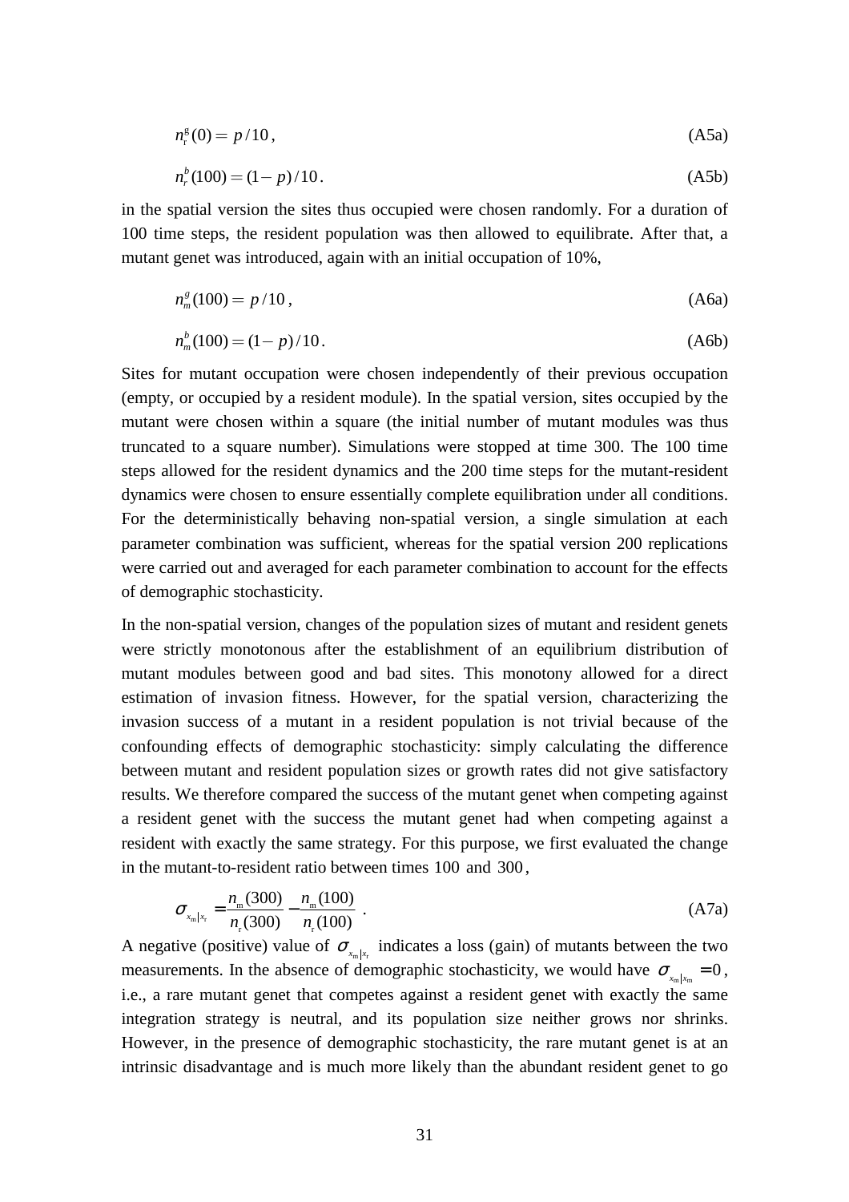$$n_{\mathrm{r}}^{\mathrm{g}}(0) = p/10\,, \tag{A5a}$$

$$n_r^b(100) = (1-p)/10\,. \tag{A5b}$$

in the spatial version the sites thus occupied were chosen randomly. For a duration of 100 time steps, the resident population was then allowed to equilibrate. After that, a mutant genet was introduced, again with an initial occupation of 10%,

$$n_m^g(100) = p/10\,, \tag{A6a}$$

$$n_m^b(100) = (1-p)/10\,. \tag{A6b}$$

Sites for mutant occupation were chosen independently of their previous occupation (empty, or occupied by a resident module). In the spatial version, sites occupied by the mutant were chosen within a square (the initial number of mutant modules was thus truncated to a square number). Simulations were stopped at time 300. The 100 time steps allowed for the resident dynamics and the 200 time steps for the mutant-resident dynamics were chosen to ensure essentially complete equilibration under all conditions. For the deterministically behaving non-spatial version, a single simulation at each parameter combination was sufficient, whereas for the spatial version 200 replications were carried out and averaged for each parameter combination to account for the effects of demographic stochasticity.

In the non-spatial version, changes of the population sizes of mutant and resident genets were strictly monotonous after the establishment of an equilibrium distribution of mutant modules between good and bad sites. This monotony allowed for a direct estimation of invasion fitness. However, for the spatial version, characterizing the invasion success of a mutant in a resident population is not trivial because of the confounding effects of demographic stochasticity: simply calculating the difference between mutant and resident population sizes or growth rates did not give satisfactory results. We therefore compared the success of the mutant genet when competing against a resident genet with the success the mutant genet had when competing against a resident with exactly the same strategy. For this purpose, we first evaluated the change in the mutant-to-resident ratio between times 100 and 300,

$$\sigma_{x_{\mathrm{m}}|x_{\mathrm{r}}} = \frac{n_{\mathrm{m}}(300)}{n_{\mathrm{r}}(300)} - \frac{n_{\mathrm{m}}(100)}{n_{\mathrm{r}}(100)}\,. \tag{A7a}$$

A negative (positive) value of $\sigma_{x_{\mathrm{m}}|x_{\mathrm{r}}}$ indicates a loss (gain) of mutants between the two measurements. In the absence of demographic stochasticity, we would have $\sigma_{x_{\mathrm{m}}|x_{\mathrm{m}}} = 0$, i.e., a rare mutant genet that competes against a resident genet with exactly the same integration strategy is neutral, and its population size neither grows nor shrinks. However, in the presence of demographic stochasticity, the rare mutant genet is at an intrinsic disadvantage and is much more likely than the abundant resident genet to go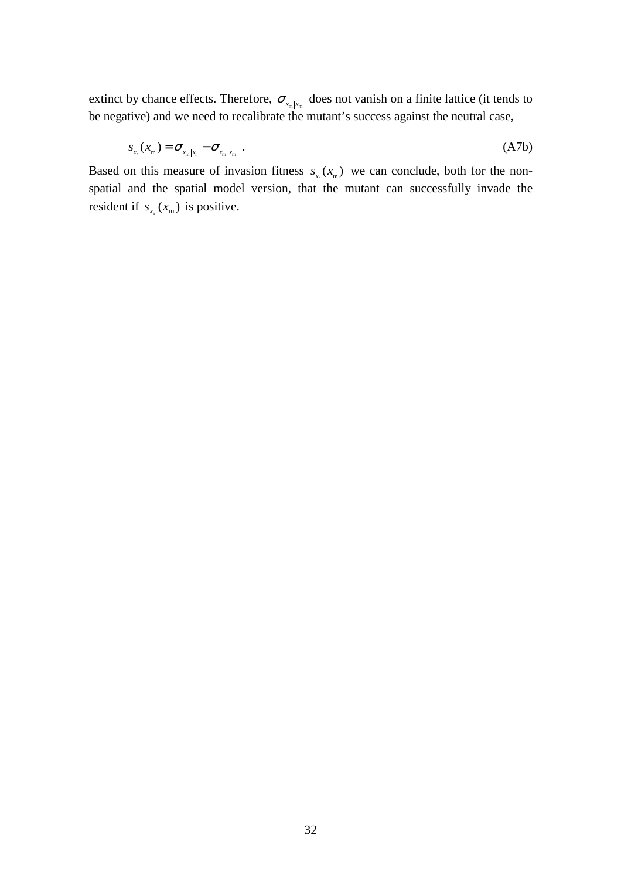extinct by chance effects. Therefore, $\sigma_{x_\mathrm{m}|x_\mathrm{m}}$ does not vanish on a finite lattice (it tends to be negative) and we need to recalibrate the mutant's success against the neutral case,

$$s_{x_\mathrm{r}}(x_\mathrm{m}) = \sigma_{x_\mathrm{m}|x_\mathrm{r}} - \sigma_{x_\mathrm{m}|x_\mathrm{m}} \ . \tag{A7b}$$

Based on this measure of invasion fitness $s_{x_\mathrm{r}}(x_\mathrm{m})$ we can conclude, both for the non-spatial and the spatial model version, that the mutant can successfully invade the resident if $s_{x_\mathrm{r}}(x_\mathrm{m})$ is positive.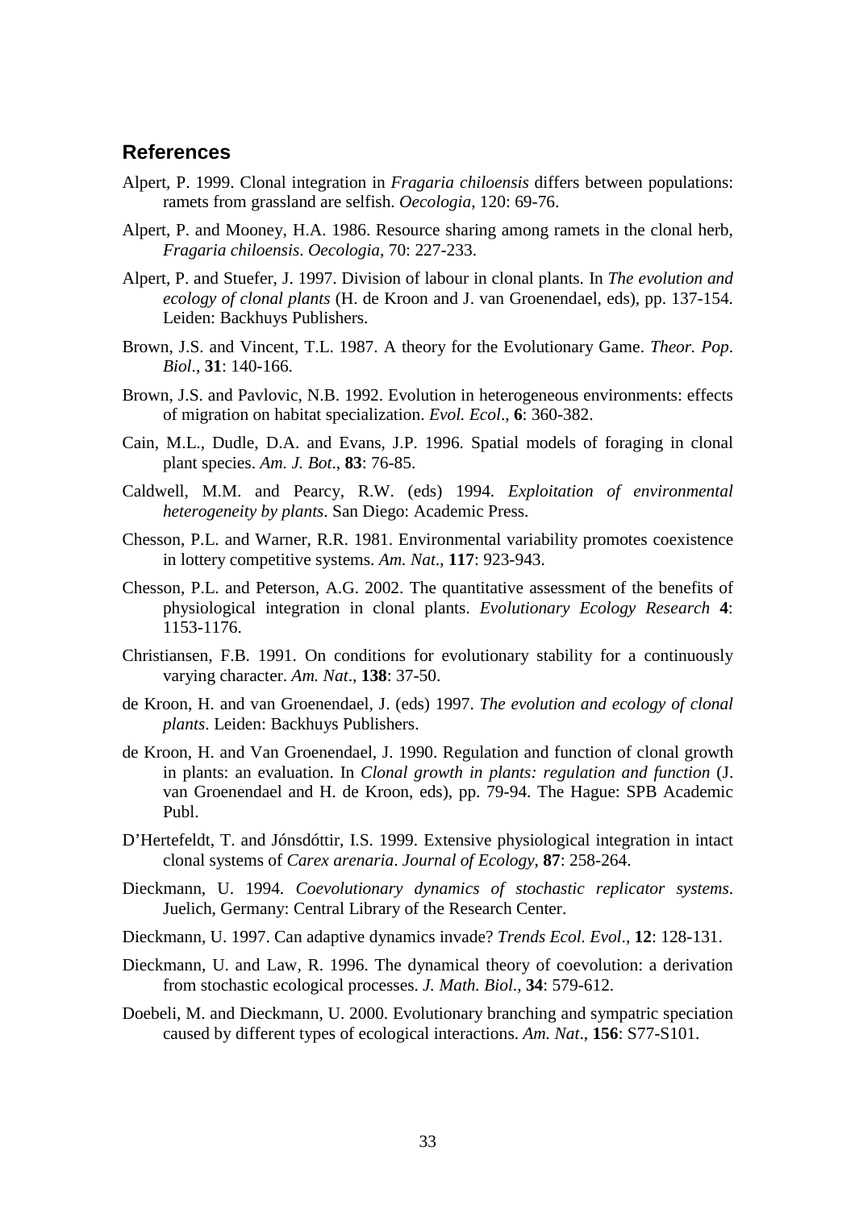## References

Alpert, P. 1999. Clonal integration in *Fragaria chiloensis* differs between populations: ramets from grassland are selfish. *Oecologia*, 120: 69-76.

Alpert, P. and Mooney, H.A. 1986. Resource sharing among ramets in the clonal herb, *Fragaria chiloensis*. *Oecologia*, 70: 227-233.

Alpert, P. and Stuefer, J. 1997. Division of labour in clonal plants. In *The evolution and ecology of clonal plants* (H. de Kroon and J. van Groenendael, eds), pp. 137-154. Leiden: Backhuys Publishers.

Brown, J.S. and Vincent, T.L. 1987. A theory for the Evolutionary Game. *Theor. Pop. Biol*., **31**: 140-166.

Brown, J.S. and Pavlovic, N.B. 1992. Evolution in heterogeneous environments: effects of migration on habitat specialization. *Evol. Ecol*., **6**: 360-382.

Cain, M.L., Dudle, D.A. and Evans, J.P. 1996. Spatial models of foraging in clonal plant species. *Am. J. Bot*., **83**: 76-85.

Caldwell, M.M. and Pearcy, R.W. (eds) 1994. *Exploitation of environmental heterogeneity by plants*. San Diego: Academic Press.

Chesson, P.L. and Warner, R.R. 1981. Environmental variability promotes coexistence in lottery competitive systems. *Am. Nat*., **117**: 923-943.

Chesson, P.L. and Peterson, A.G. 2002. The quantitative assessment of the benefits of physiological integration in clonal plants. *Evolutionary Ecology Research* **4**: 1153-1176.

Christiansen, F.B. 1991. On conditions for evolutionary stability for a continuously varying character. *Am. Nat*., **138**: 37-50.

de Kroon, H. and van Groenendael, J. (eds) 1997. *The evolution and ecology of clonal plants*. Leiden: Backhuys Publishers.

de Kroon, H. and Van Groenendael, J. 1990. Regulation and function of clonal growth in plants: an evaluation. In *Clonal growth in plants: regulation and function* (J. van Groenendael and H. de Kroon, eds), pp. 79-94. The Hague: SPB Academic Publ.

D'Hertefeldt, T. and Jónsdóttir, I.S. 1999. Extensive physiological integration in intact clonal systems of *Carex arenaria*. *Journal of Ecology*, **87**: 258-264.

Dieckmann, U. 1994. *Coevolutionary dynamics of stochastic replicator systems*. Juelich, Germany: Central Library of the Research Center.

Dieckmann, U. 1997. Can adaptive dynamics invade? *Trends Ecol. Evol*., **12**: 128-131.

Dieckmann, U. and Law, R. 1996. The dynamical theory of coevolution: a derivation from stochastic ecological processes. *J. Math. Biol*., **34**: 579-612.

Doebeli, M. and Dieckmann, U. 2000. Evolutionary branching and sympatric speciation caused by different types of ecological interactions. *Am. Nat*., **156**: S77-S101.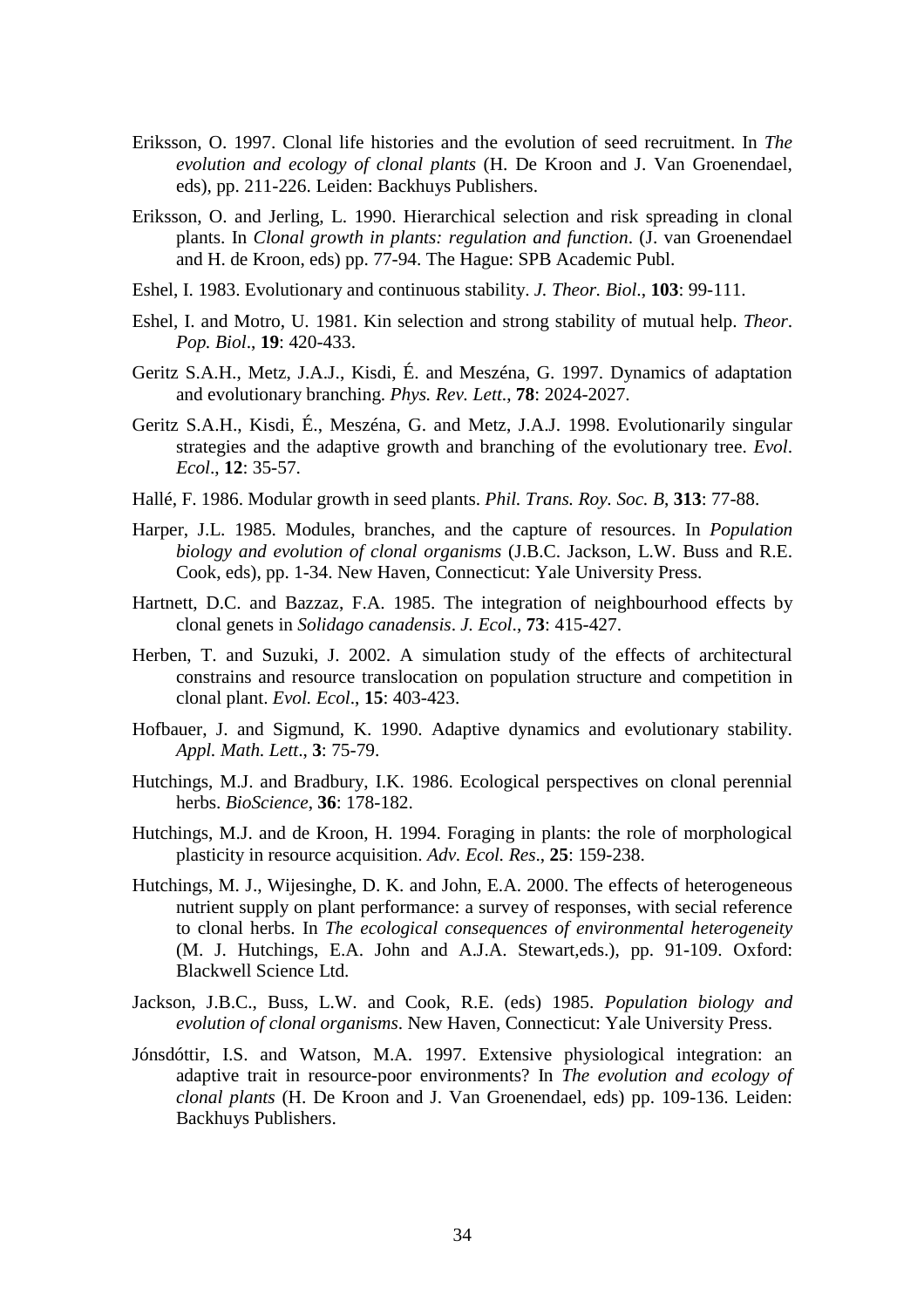Eriksson, O. 1997. Clonal life histories and the evolution of seed recruitment. In *The evolution and ecology of clonal plants* (H. De Kroon and J. Van Groenendael, eds), pp. 211-226. Leiden: Backhuys Publishers.

Eriksson, O. and Jerling, L. 1990. Hierarchical selection and risk spreading in clonal plants. In *Clonal growth in plants: regulation and function*. (J. van Groenendael and H. de Kroon, eds) pp. 77-94. The Hague: SPB Academic Publ.

Eshel, I. 1983. Evolutionary and continuous stability. *J. Theor. Biol*., **103**: 99-111.

Eshel, I. and Motro, U. 1981. Kin selection and strong stability of mutual help. *Theor. Pop. Biol*., **19**: 420-433.

Geritz S.A.H., Metz, J.A.J., Kisdi, É. and Meszéna, G. 1997. Dynamics of adaptation and evolutionary branching. *Phys. Rev. Lett*., **78**: 2024-2027.

Geritz S.A.H., Kisdi, É., Meszéna, G. and Metz, J.A.J. 1998. Evolutionarily singular strategies and the adaptive growth and branching of the evolutionary tree. *Evol. Ecol*., **12**: 35-57.

Hallé, F. 1986. Modular growth in seed plants. *Phil. Trans. Roy. Soc. B*, **313**: 77-88.

Harper, J.L. 1985. Modules, branches, and the capture of resources. In *Population biology and evolution of clonal organisms* (J.B.C. Jackson, L.W. Buss and R.E. Cook, eds), pp. 1-34. New Haven, Connecticut: Yale University Press.

Hartnett, D.C. and Bazzaz, F.A. 1985. The integration of neighbourhood effects by clonal genets in *Solidago canadensis*. *J. Ecol*., **73**: 415-427.

Herben, T. and Suzuki, J. 2002. A simulation study of the effects of architectural constrains and resource translocation on population structure and competition in clonal plant. *Evol. Ecol*., **15**: 403-423.

Hofbauer, J. and Sigmund, K. 1990. Adaptive dynamics and evolutionary stability. *Appl. Math. Lett*., **3**: 75-79.

Hutchings, M.J. and Bradbury, I.K. 1986. Ecological perspectives on clonal perennial herbs. *BioScience*, **36**: 178-182.

Hutchings, M.J. and de Kroon, H. 1994. Foraging in plants: the role of morphological plasticity in resource acquisition. *Adv. Ecol. Res*., **25**: 159-238.

Hutchings, M. J., Wijesinghe, D. K. and John, E.A. 2000. The effects of heterogeneous nutrient supply on plant performance: a survey of responses, with secial reference to clonal herbs. In *The ecological consequences of environmental heterogeneity* (M. J. Hutchings, E.A. John and A.J.A. Stewart,eds.), pp. 91-109. Oxford: Blackwell Science Ltd.

Jackson, J.B.C., Buss, L.W. and Cook, R.E. (eds) 1985. *Population biology and evolution of clonal organisms*. New Haven, Connecticut: Yale University Press.

Jónsdóttir, I.S. and Watson, M.A. 1997. Extensive physiological integration: an adaptive trait in resource-poor environments? In *The evolution and ecology of clonal plants* (H. De Kroon and J. Van Groenendael, eds) pp. 109-136. Leiden: Backhuys Publishers.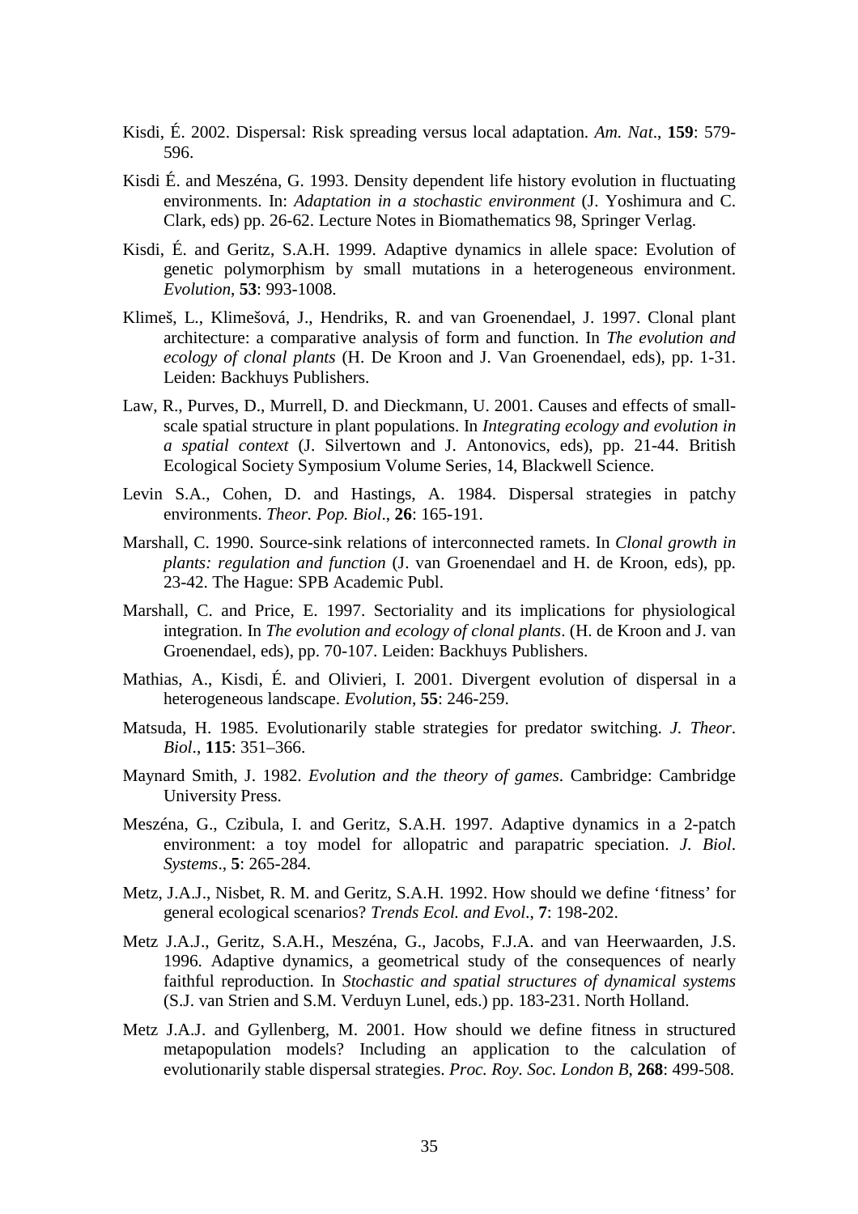Kisdi, É. 2002. Dispersal: Risk spreading versus local adaptation. *Am. Nat*., **159**: 579-596.

Kisdi É. and Meszéna, G. 1993. Density dependent life history evolution in fluctuating environments. In: *Adaptation in a stochastic environment* (J. Yoshimura and C. Clark, eds) pp. 26-62. Lecture Notes in Biomathematics 98, Springer Verlag.

Kisdi, É. and Geritz, S.A.H. 1999. Adaptive dynamics in allele space: Evolution of genetic polymorphism by small mutations in a heterogeneous environment. *Evolution*, **53**: 993-1008.

Klimeš, L., Klimešová, J., Hendriks, R. and van Groenendael, J. 1997. Clonal plant architecture: a comparative analysis of form and function. In *The evolution and ecology of clonal plants* (H. De Kroon and J. Van Groenendael, eds), pp. 1-31. Leiden: Backhuys Publishers.

Law, R., Purves, D., Murrell, D. and Dieckmann, U. 2001. Causes and effects of small-scale spatial structure in plant populations. In *Integrating ecology and evolution in a spatial context* (J. Silvertown and J. Antonovics, eds), pp. 21-44. British Ecological Society Symposium Volume Series, 14, Blackwell Science.

Levin S.A., Cohen, D. and Hastings, A. 1984. Dispersal strategies in patchy environments. *Theor. Pop. Biol*., **26**: 165-191.

Marshall, C. 1990. Source-sink relations of interconnected ramets. In *Clonal growth in plants: regulation and function* (J. van Groenendael and H. de Kroon, eds), pp. 23-42. The Hague: SPB Academic Publ.

Marshall, C. and Price, E. 1997. Sectoriality and its implications for physiological integration. In *The evolution and ecology of clonal plants*. (H. de Kroon and J. van Groenendael, eds), pp. 70-107. Leiden: Backhuys Publishers.

Mathias, A., Kisdi, É. and Olivieri, I. 2001. Divergent evolution of dispersal in a heterogeneous landscape. *Evolution*, **55**: 246-259.

Matsuda, H. 1985. Evolutionarily stable strategies for predator switching. *J. Theor. Biol*., **115**: 351–366.

Maynard Smith, J. 1982. *Evolution and the theory of games*. Cambridge: Cambridge University Press.

Meszéna, G., Czibula, I. and Geritz, S.A.H. 1997. Adaptive dynamics in a 2-patch environment: a toy model for allopatric and parapatric speciation. *J. Biol. Systems*., **5**: 265-284.

Metz, J.A.J., Nisbet, R. M. and Geritz, S.A.H. 1992. How should we define 'fitness' for general ecological scenarios? *Trends Ecol. and Evol*., **7**: 198-202.

Metz J.A.J., Geritz, S.A.H., Meszéna, G., Jacobs, F.J.A. and van Heerwaarden, J.S. 1996. Adaptive dynamics, a geometrical study of the consequences of nearly faithful reproduction. In *Stochastic and spatial structures of dynamical systems* (S.J. van Strien and S.M. Verduyn Lunel, eds.) pp. 183-231. North Holland.

Metz J.A.J. and Gyllenberg, M. 2001. How should we define fitness in structured metapopulation models? Including an application to the calculation of evolutionarily stable dispersal strategies. *Proc. Roy. Soc. London B*, **268**: 499-508.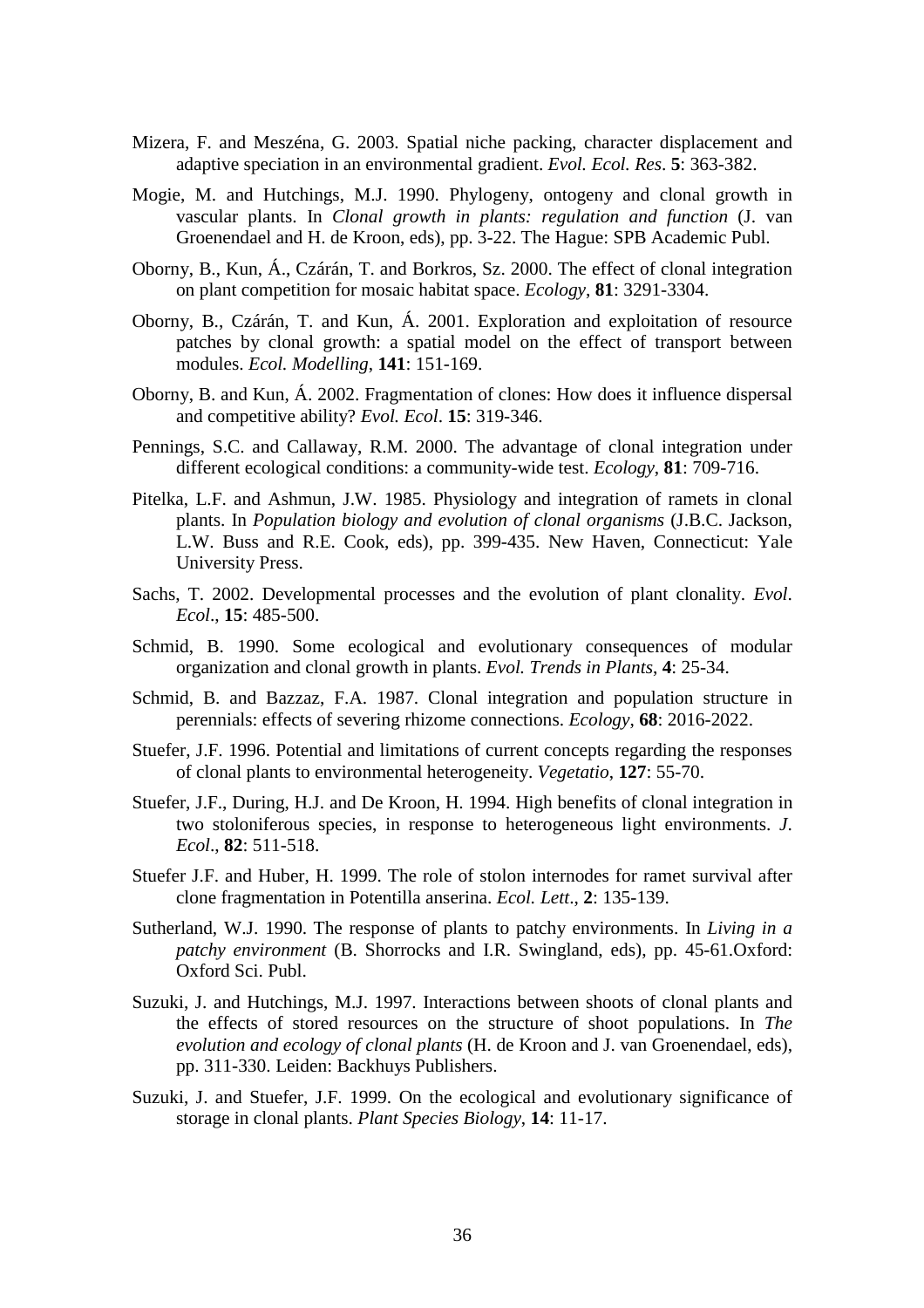Mizera, F. and Meszéna, G. 2003. Spatial niche packing, character displacement and adaptive speciation in an environmental gradient. *Evol. Ecol. Res*. **5**: 363-382.

Mogie, M. and Hutchings, M.J. 1990. Phylogeny, ontogeny and clonal growth in vascular plants. In *Clonal growth in plants: regulation and function* (J. van Groenendael and H. de Kroon, eds), pp. 3-22. The Hague: SPB Academic Publ.

Oborny, B., Kun, Á., Czárán, T. and Borkros, Sz. 2000. The effect of clonal integration on plant competition for mosaic habitat space. *Ecology*, **81**: 3291-3304.

Oborny, B., Czárán, T. and Kun, Á. 2001. Exploration and exploitation of resource patches by clonal growth: a spatial model on the effect of transport between modules. *Ecol. Modelling*, **141**: 151-169.

Oborny, B. and Kun, Á. 2002. Fragmentation of clones: How does it influence dispersal and competitive ability? *Evol. Ecol*. **15**: 319-346.

Pennings, S.C. and Callaway, R.M. 2000. The advantage of clonal integration under different ecological conditions: a community-wide test. *Ecology*, **81**: 709-716.

Pitelka, L.F. and Ashmun, J.W. 1985. Physiology and integration of ramets in clonal plants. In *Population biology and evolution of clonal organisms* (J.B.C. Jackson, L.W. Buss and R.E. Cook, eds), pp. 399-435. New Haven, Connecticut: Yale University Press.

Sachs, T. 2002. Developmental processes and the evolution of plant clonality. *Evol. Ecol*., **15**: 485-500.

Schmid, B. 1990. Some ecological and evolutionary consequences of modular organization and clonal growth in plants. *Evol. Trends in Plants*, **4**: 25-34.

Schmid, B. and Bazzaz, F.A. 1987. Clonal integration and population structure in perennials: effects of severing rhizome connections. *Ecology*, **68**: 2016-2022.

Stuefer, J.F. 1996. Potential and limitations of current concepts regarding the responses of clonal plants to environmental heterogeneity. *Vegetatio*, **127**: 55-70.

Stuefer, J.F., During, H.J. and De Kroon, H. 1994. High benefits of clonal integration in two stoloniferous species, in response to heterogeneous light environments. *J. Ecol*., **82**: 511-518.

Stuefer J.F. and Huber, H. 1999. The role of stolon internodes for ramet survival after clone fragmentation in Potentilla anserina. *Ecol. Lett*., **2**: 135-139.

Sutherland, W.J. 1990. The response of plants to patchy environments. In *Living in a patchy environment* (B. Shorrocks and I.R. Swingland, eds), pp. 45-61.Oxford: Oxford Sci. Publ.

Suzuki, J. and Hutchings, M.J. 1997. Interactions between shoots of clonal plants and the effects of stored resources on the structure of shoot populations. In *The evolution and ecology of clonal plants* (H. de Kroon and J. van Groenendael, eds), pp. 311-330. Leiden: Backhuys Publishers.

Suzuki, J. and Stuefer, J.F. 1999. On the ecological and evolutionary significance of storage in clonal plants. *Plant Species Biology*, **14**: 11-17.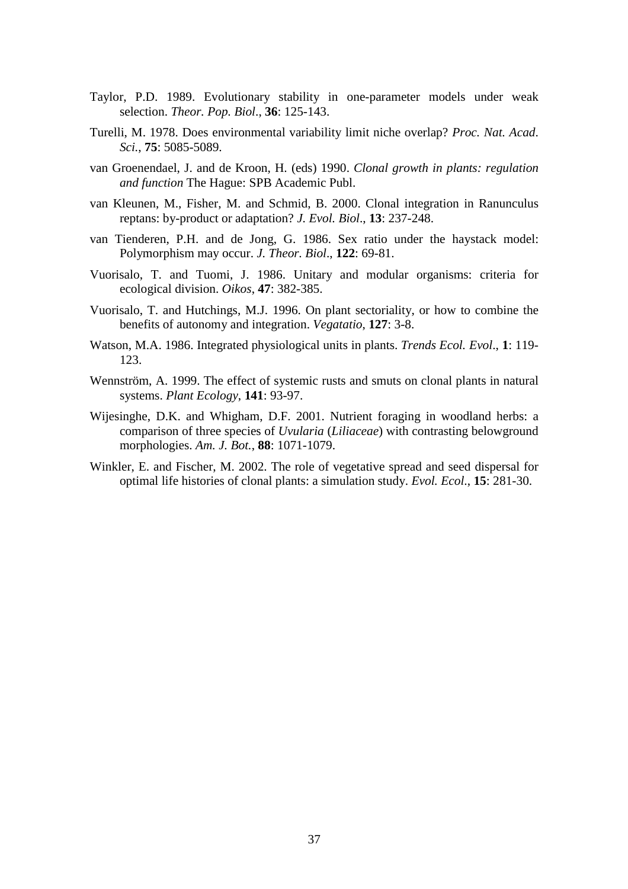Taylor, P.D. 1989. Evolutionary stability in one-parameter models under weak selection. *Theor. Pop. Biol*., **36**: 125-143.

Turelli, M. 1978. Does environmental variability limit niche overlap? *Proc. Nat. Acad. Sci.*, **75**: 5085-5089.

van Groenendael, J. and de Kroon, H. (eds) 1990. *Clonal growth in plants: regulation and function* The Hague: SPB Academic Publ.

van Kleunen, M., Fisher, M. and Schmid, B. 2000. Clonal integration in Ranunculus reptans: by-product or adaptation? *J. Evol. Biol*., **13**: 237-248.

van Tienderen, P.H. and de Jong, G. 1986. Sex ratio under the haystack model: Polymorphism may occur. *J. Theor. Biol*., **122**: 69-81.

Vuorisalo, T. and Tuomi, J. 1986. Unitary and modular organisms: criteria for ecological division. *Oikos*, **47**: 382-385.

Vuorisalo, T. and Hutchings, M.J. 1996. On plant sectoriality, or how to combine the benefits of autonomy and integration. *Vegatatio*, **127**: 3-8.

Watson, M.A. 1986. Integrated physiological units in plants. *Trends Ecol. Evol*., **1**: 119-123.

Wennström, A. 1999. The effect of systemic rusts and smuts on clonal plants in natural systems. *Plant Ecology*, **141**: 93-97.

Wijesinghe, D.K. and Whigham, D.F. 2001. Nutrient foraging in woodland herbs: a comparison of three species of *Uvularia* (*Liliaceae*) with contrasting belowground morphologies. *Am. J. Bot.*, **88**: 1071-1079.

Winkler, E. and Fischer, M. 2002. The role of vegetative spread and seed dispersal for optimal life histories of clonal plants: a simulation study. *Evol. Ecol*., **15**: 281-30.